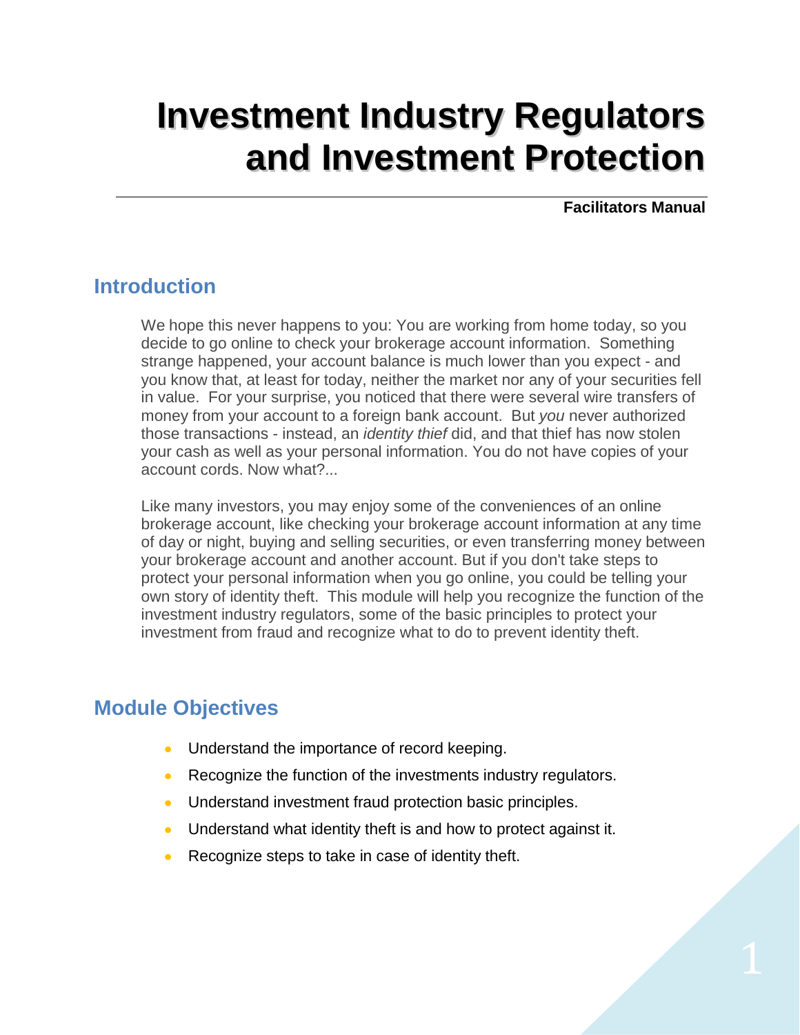# Investment Industry Regulators and Investment Protection

**Facilitators Manual**

## Introduction

We hope this never happens to you: You are working from home today, so you decide to go online to check your brokerage account information. Something strange happened, your account balance is much lower than you expect - and you know that, at least for today, neither the market nor any of your securities fell in value. For your surprise, you noticed that there were several wire transfers of money from your account to a foreign bank account. But *you* never authorized those transactions - instead, an *identity thief* did, and that thief has now stolen your cash as well as your personal information. You do not have copies of your account cords. Now what?...

Like many investors, you may enjoy some of the conveniences of an online brokerage account, like checking your brokerage account information at any time of day or night, buying and selling securities, or even transferring money between your brokerage account and another account. But if you don't take steps to protect your personal information when you go online, you could be telling your own story of identity theft. This module will help you recognize the function of the investment industry regulators, some of the basic principles to protect your investment from fraud and recognize what to do to prevent identity theft.

## Module Objectives

- Understand the importance of record keeping.
- Recognize the function of the investments industry regulators.
- Understand investment fraud protection basic principles.
- Understand what identity theft is and how to protect against it.
- Recognize steps to take in case of identity theft.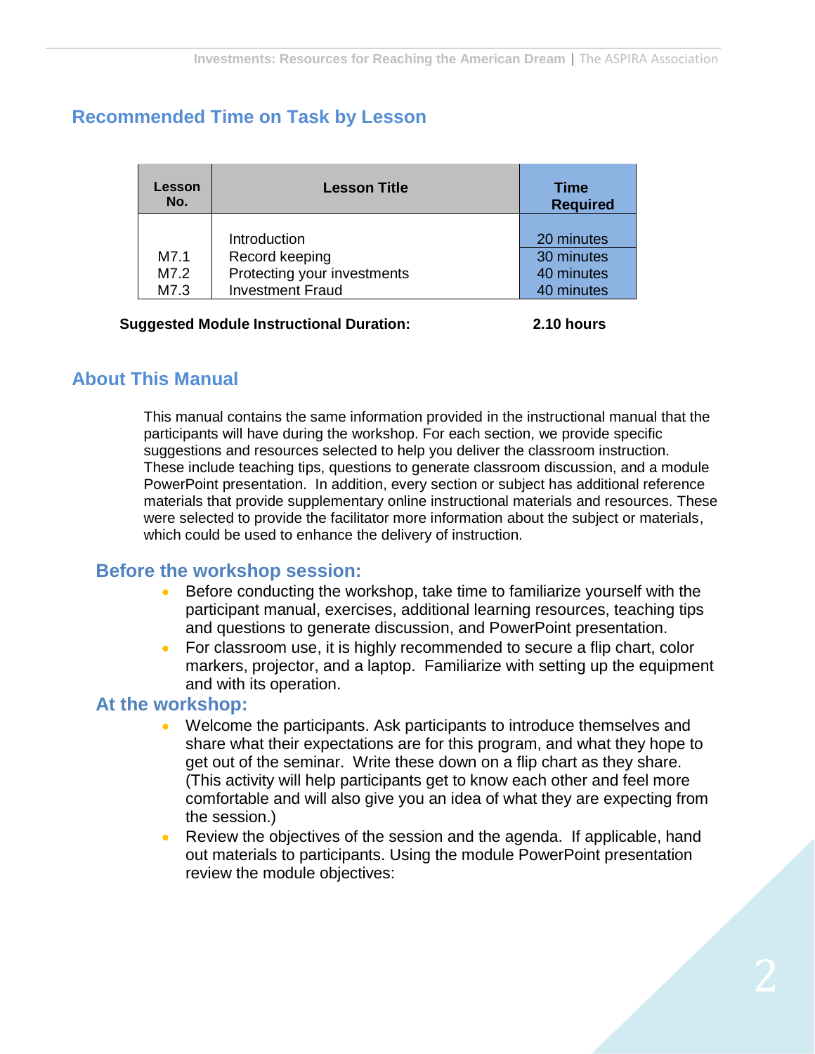## Recommended Time on Task by Lesson

| Lesson No. | Lesson Title | Time Required |
|---|---|---|
| | Introduction | 20 minutes |
| M7.1 | Record keeping | 30 minutes |
| M7.2 | Protecting your investments | 40 minutes |
| M7.3 | Investment Fraud | 40 minutes |

**Suggested Module Instructional Duration:** **2.10 hours**

## About This Manual

This manual contains the same information provided in the instructional manual that the participants will have during the workshop. For each section, we provide specific suggestions and resources selected to help you deliver the classroom instruction. These include teaching tips, questions to generate classroom discussion, and a module PowerPoint presentation. In addition, every section or subject has additional reference materials that provide supplementary online instructional materials and resources. These were selected to provide the facilitator more information about the subject or materials, which could be used to enhance the delivery of instruction.

### Before the workshop session:

- Before conducting the workshop, take time to familiarize yourself with the participant manual, exercises, additional learning resources, teaching tips and questions to generate discussion, and PowerPoint presentation.
- For classroom use, it is highly recommended to secure a flip chart, color markers, projector, and a laptop. Familiarize with setting up the equipment and with its operation.

### At the workshop:

- Welcome the participants. Ask participants to introduce themselves and share what their expectations are for this program, and what they hope to get out of the seminar. Write these down on a flip chart as they share. (This activity will help participants get to know each other and feel more comfortable and will also give you an idea of what they are expecting from the session.)
- Review the objectives of the session and the agenda. If applicable, hand out materials to participants. Using the module PowerPoint presentation review the module objectives: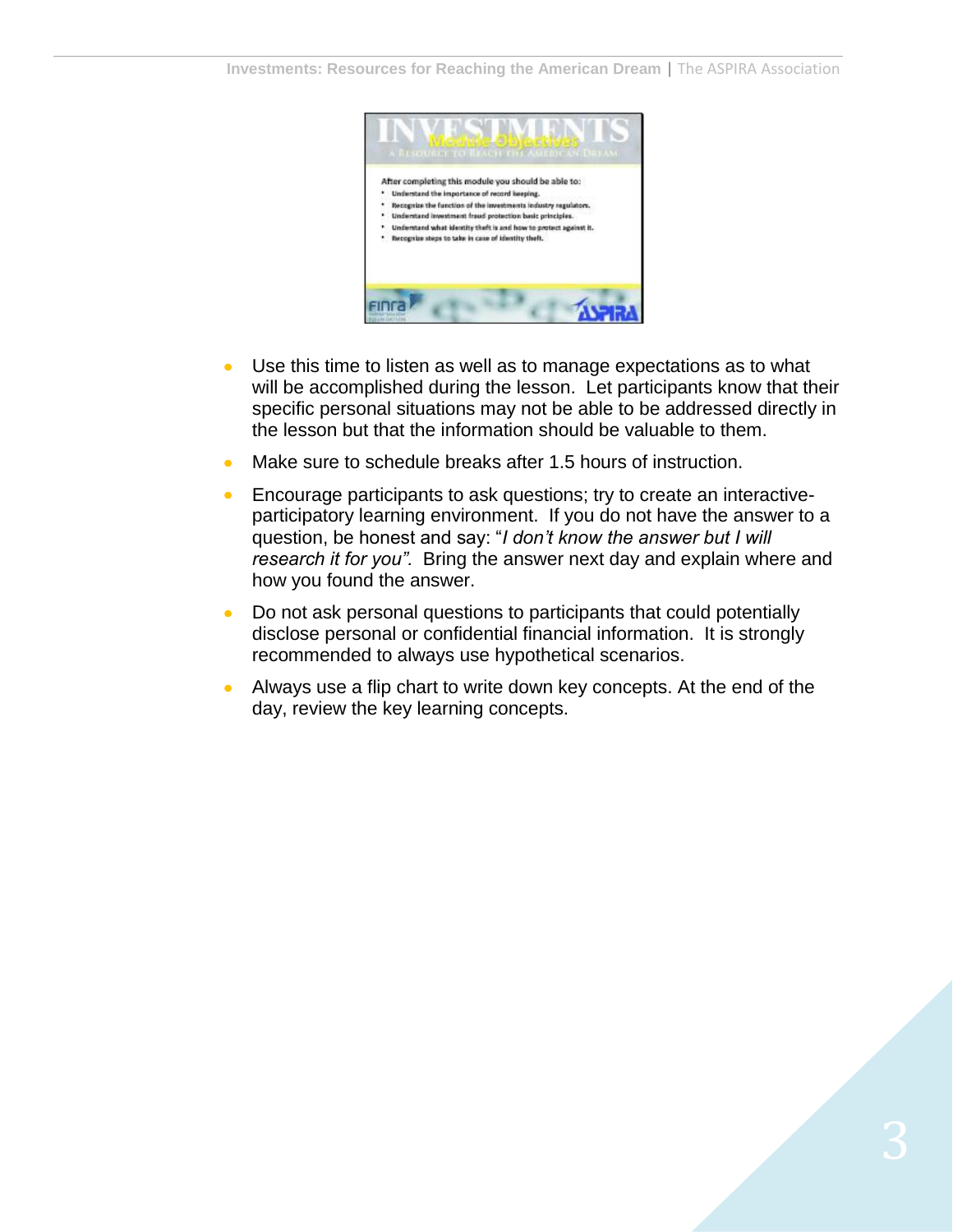**Module Objectives**

After completing this module you should be able to:

- Understand the importance of record keeping.
- Recognize the function of the investments industry regulators.
- Understand investment fraud protection basic principles.
- Understand what identity theft is and how to protect against it.
- Recognize steps to take in case of identity theft.

- Use this time to listen as well as to manage expectations as to what will be accomplished during the lesson. Let participants know that their specific personal situations may not be able to be addressed directly in the lesson but that the information should be valuable to them.
- Make sure to schedule breaks after 1.5 hours of instruction.
- Encourage participants to ask questions; try to create an interactive-participatory learning environment. If you do not have the answer to a question, be honest and say: "*I don't know the answer but I will research it for you".* Bring the answer next day and explain where and how you found the answer.
- Do not ask personal questions to participants that could potentially disclose personal or confidential financial information. It is strongly recommended to always use hypothetical scenarios.
- Always use a flip chart to write down key concepts. At the end of the day, review the key learning concepts.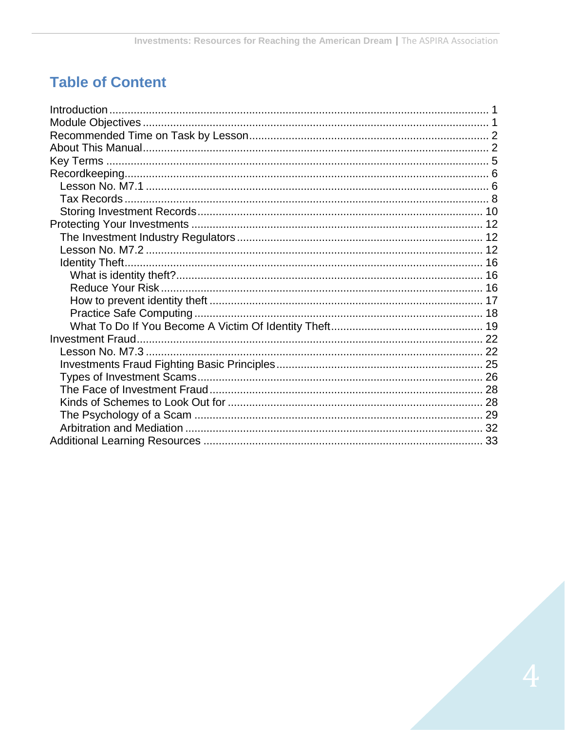## Table of Content

- Introduction ........ 1
- Module Objectives ........ 1
- Recommended Time on Task by Lesson ........ 2
- About This Manual ........ 2
- Key Terms ........ 5
- Recordkeeping ........ 6
  - Lesson No. M7.1 ........ 6
  - Tax Records ........ 8
  - Storing Investment Records ........ 10
- Protecting Your Investments ........ 12
  - The Investment Industry Regulators ........ 12
  - Lesson No. M7.2 ........ 12
  - Identity Theft ........ 16
    - What is identity theft? ........ 16
    - Reduce Your Risk ........ 16
    - How to prevent identity theft ........ 17
    - Practice Safe Computing ........ 18
    - What To Do If You Become A Victim Of Identity Theft ........ 19
- Investment Fraud ........ 22
  - Lesson No. M7.3 ........ 22
  - Investments Fraud Fighting Basic Principles ........ 25
  - Types of Investment Scams ........ 26
  - The Face of Investment Fraud ........ 28
  - Kinds of Schemes to Look Out for ........ 28
  - The Psychology of a Scam ........ 29
  - Arbitration and Mediation ........ 32
- Additional Learning Resources ........ 33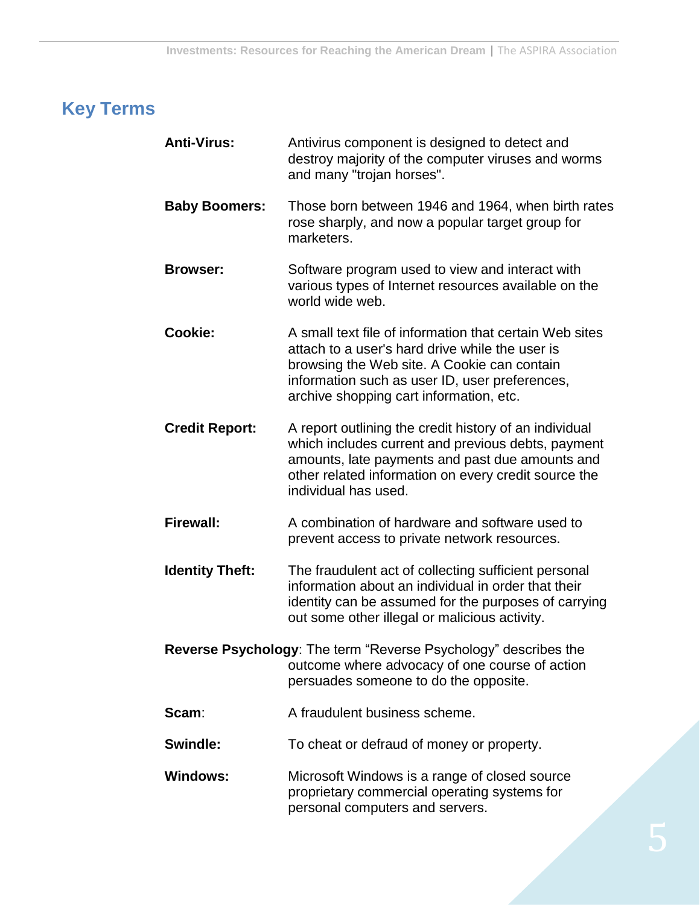## Key Terms

**Anti-Virus:** Antivirus component is designed to detect and destroy majority of the computer viruses and worms and many "trojan horses".

**Baby Boomers:** Those born between 1946 and 1964, when birth rates rose sharply, and now a popular target group for marketers.

**Browser:** Software program used to view and interact with various types of Internet resources available on the world wide web.

**Cookie:** A small text file of information that certain Web sites attach to a user's hard drive while the user is browsing the Web site. A Cookie can contain information such as user ID, user preferences, archive shopping cart information, etc.

**Credit Report:** A report outlining the credit history of an individual which includes current and previous debts, payment amounts, late payments and past due amounts and other related information on every credit source the individual has used.

**Firewall:** A combination of hardware and software used to prevent access to private network resources.

**Identity Theft:** The fraudulent act of collecting sufficient personal information about an individual in order that their identity can be assumed for the purposes of carrying out some other illegal or malicious activity.

**Reverse Psychology**: The term "Reverse Psychology" describes the outcome where advocacy of one course of action persuades someone to do the opposite.

**Scam**: A fraudulent business scheme.

**Swindle:** To cheat or defraud of money or property.

**Windows:** Microsoft Windows is a range of closed source proprietary commercial operating systems for personal computers and servers.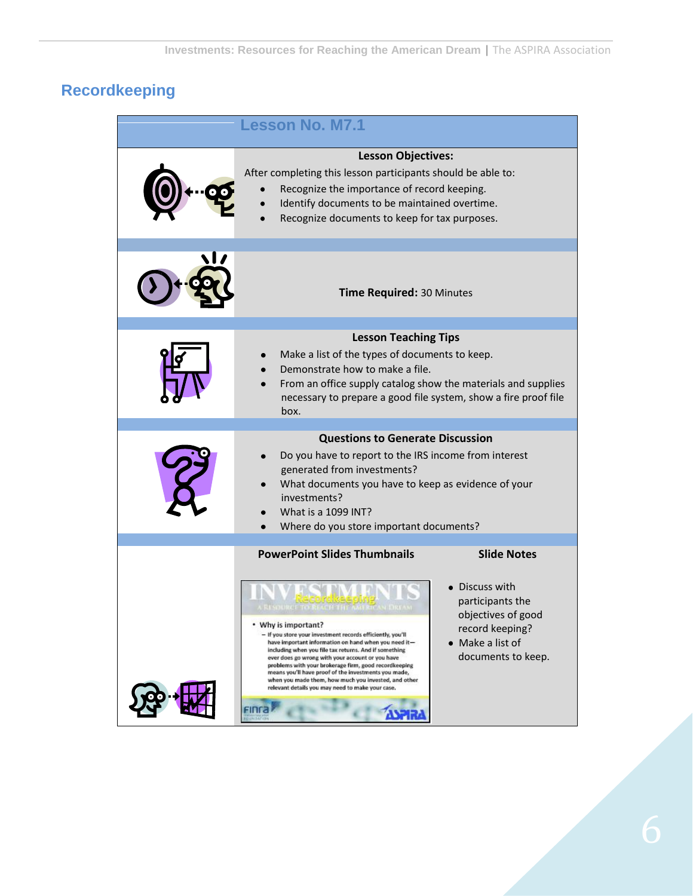## Recordkeeping

### Lesson No. M7.1

**Lesson Objectives:**

After completing this lesson participants should be able to:

- Recognize the importance of record keeping.
- Identify documents to be maintained overtime.
- Recognize documents to keep for tax purposes.

**Time Required:** 30 Minutes

**Lesson Teaching Tips**

- Make a list of the types of documents to keep.
- Demonstrate how to make a file.
- From an office supply catalog show the materials and supplies necessary to prepare a good file system, show a fire proof file box.

**Questions to Generate Discussion**

- Do you have to report to the IRS income from interest generated from investments?
- What documents you have to keep as evidence of your investments?
- What is a 1099 INT?
- Where do you store important documents?

| PowerPoint Slides Thumbnails | Slide Notes |
| --- | --- |
| INVESTMENTS – Recordkeeping – A Resource to Reach the American Dream<br>• Why is important?<br>– If you store your investment records efficiently, you'll have important information on hand when you need it—including when you file tax returns. And if something ever does go wrong with your account or you have problems with your brokerage firm, good recordkeeping means you'll have proof of the investments you made, when you made them, how much you invested, and other relevant details you may need to make your case. | • Discuss with participants the objectives of good record keeping?<br>• Make a list of documents to keep. |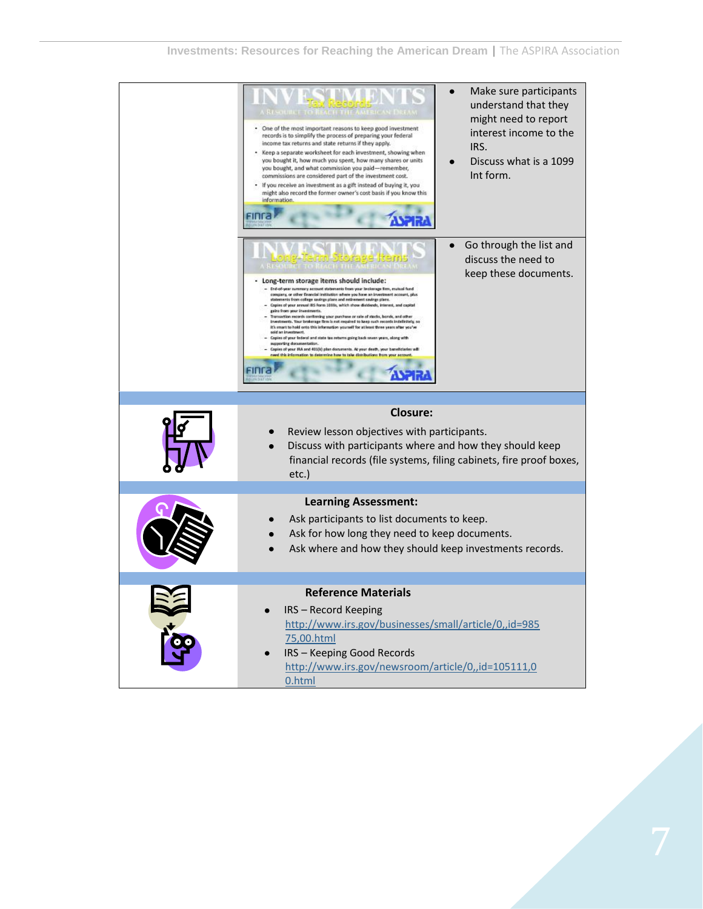| | | |
|---|---|---|
| | **INVESTMENTS** Tax Records — A RESOURCE TO REACH THE AMERICAN DREAM<br>• One of the most important reasons to keep good investment records is to simplify the process of preparing your federal income tax returns and state returns if they apply.<br>• Keep a separate worksheet for each investment, showing when you bought it, how much you spent, how many shares or units you bought, and what commission you paid—remember, commissions are considered part of the investment cost.<br>• If you receive an investment as a gift instead of buying it, you might also record the former owner's cost basis if you know this information. | • Make sure participants understand that they might need to report interest income to the IRS.<br>• Discuss what is a 1099 Int form. |
| | **INVESTMENTS** Long-Term Storage Items — A RESOURCE TO REACH THE AMERICAN DREAM<br>• Long-term storage items should include:<br>– End-of-year summary account statements from your brokerage firm, mutual fund company, or other financial institution where you have an investment account, plus statements from college savings plans and retirement savings plans.<br>– Copies of your annual IRS Form 1099s, which show dividends, interest, and capital gains from your investments.<br>– Transaction records confirming your purchase or sale of stocks, bonds, and other investments. Your brokerage firm is not required to keep such records indefinitely, so it's smart to hold onto this information yourself for at least three years after you've sold an investment.<br>– Copies of your federal and state tax returns going back seven years, along with supporting documentation.<br>– Copies of your IRA and 401(k) plan documents. At your death, your beneficiaries will need this information to determine how to take distributions from your account. | • Go through the list and discuss the need to keep these documents. |

**Closure:**

- Review lesson objectives with participants.
- Discuss with participants where and how they should keep financial records (file systems, filing cabinets, fire proof boxes, etc.)

**Learning Assessment:**

- Ask participants to list documents to keep.
- Ask for how long they need to keep documents.
- Ask where and how they should keep investments records.

**Reference Materials**

- IRS – Record Keeping http://www.irs.gov/businesses/small/article/0,,id=98575,00.html
- IRS – Keeping Good Records http://www.irs.gov/newsroom/article/0,,id=105111,00.html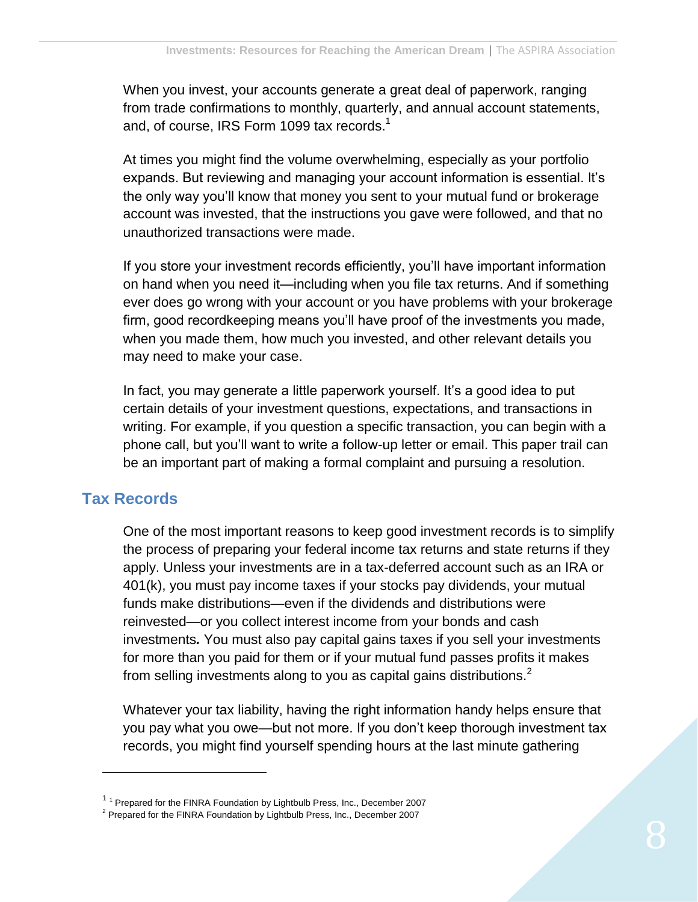When you invest, your accounts generate a great deal of paperwork, ranging from trade confirmations to monthly, quarterly, and annual account statements, and, of course, IRS Form 1099 tax records.[1]

At times you might find the volume overwhelming, especially as your portfolio expands. But reviewing and managing your account information is essential. It's the only way you'll know that money you sent to your mutual fund or brokerage account was invested, that the instructions you gave were followed, and that no unauthorized transactions were made.

If you store your investment records efficiently, you'll have important information on hand when you need it—including when you file tax returns. And if something ever does go wrong with your account or you have problems with your brokerage firm, good recordkeeping means you'll have proof of the investments you made, when you made them, how much you invested, and other relevant details you may need to make your case.

In fact, you may generate a little paperwork yourself. It's a good idea to put certain details of your investment questions, expectations, and transactions in writing. For example, if you question a specific transaction, you can begin with a phone call, but you'll want to write a follow-up letter or email. This paper trail can be an important part of making a formal complaint and pursuing a resolution.

## Tax Records

One of the most important reasons to keep good investment records is to simplify the process of preparing your federal income tax returns and state returns if they apply. Unless your investments are in a tax-deferred account such as an IRA or 401(k), you must pay income taxes if your stocks pay dividends, your mutual funds make distributions—even if the dividends and distributions were reinvested—or you collect interest income from your bonds and cash investments*.* You must also pay capital gains taxes if you sell your investments for more than you paid for them or if your mutual fund passes profits it makes from selling investments along to you as capital gains distributions.[2]

Whatever your tax liability, having the right information handy helps ensure that you pay what you owe—but not more. If you don't keep thorough investment tax records, you might find yourself spending hours at the last minute gathering

---

[1] [1] Prepared for the FINRA Foundation by Lightbulb Press, Inc., December 2007

[2] Prepared for the FINRA Foundation by Lightbulb Press, Inc., December 2007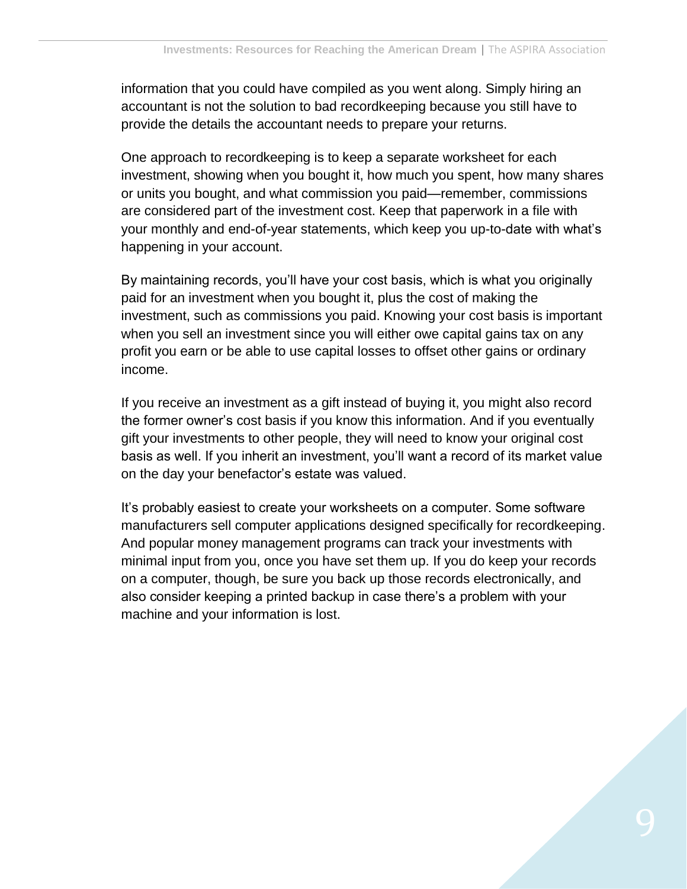information that you could have compiled as you went along. Simply hiring an accountant is not the solution to bad recordkeeping because you still have to provide the details the accountant needs to prepare your returns.

One approach to recordkeeping is to keep a separate worksheet for each investment, showing when you bought it, how much you spent, how many shares or units you bought, and what commission you paid—remember, commissions are considered part of the investment cost. Keep that paperwork in a file with your monthly and end-of-year statements, which keep you up-to-date with what's happening in your account.

By maintaining records, you'll have your cost basis, which is what you originally paid for an investment when you bought it, plus the cost of making the investment, such as commissions you paid. Knowing your cost basis is important when you sell an investment since you will either owe capital gains tax on any profit you earn or be able to use capital losses to offset other gains or ordinary income.

If you receive an investment as a gift instead of buying it, you might also record the former owner's cost basis if you know this information. And if you eventually gift your investments to other people, they will need to know your original cost basis as well. If you inherit an investment, you'll want a record of its market value on the day your benefactor's estate was valued.

It's probably easiest to create your worksheets on a computer. Some software manufacturers sell computer applications designed specifically for recordkeeping. And popular money management programs can track your investments with minimal input from you, once you have set them up. If you do keep your records on a computer, though, be sure you back up those records electronically, and also consider keeping a printed backup in case there's a problem with your machine and your information is lost.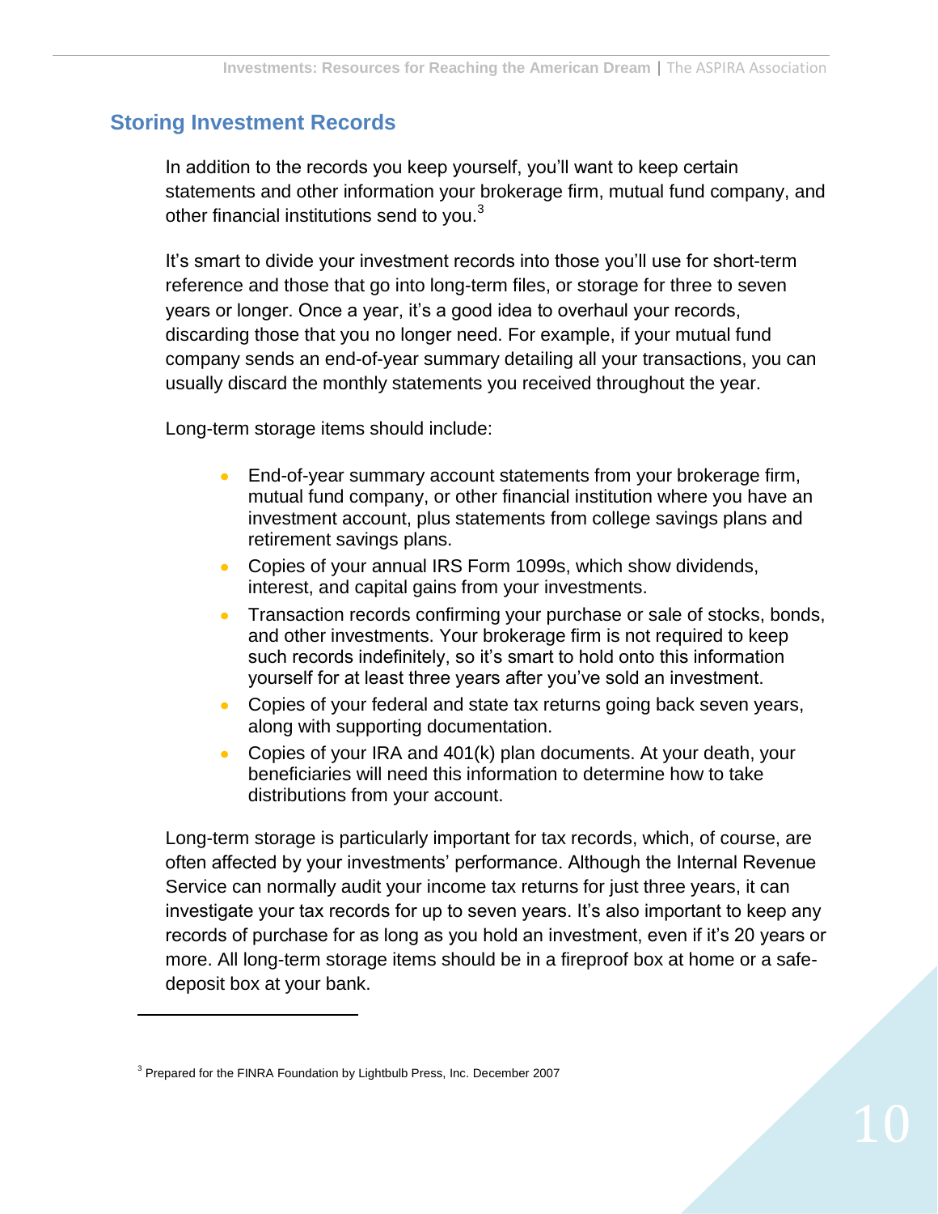## Storing Investment Records

In addition to the records you keep yourself, you'll want to keep certain statements and other information your brokerage firm, mutual fund company, and other financial institutions send to you.[3]

It's smart to divide your investment records into those you'll use for short-term reference and those that go into long-term files, or storage for three to seven years or longer. Once a year, it's a good idea to overhaul your records, discarding those that you no longer need. For example, if your mutual fund company sends an end-of-year summary detailing all your transactions, you can usually discard the monthly statements you received throughout the year.

Long-term storage items should include:

- End-of-year summary account statements from your brokerage firm, mutual fund company, or other financial institution where you have an investment account, plus statements from college savings plans and retirement savings plans.
- Copies of your annual IRS Form 1099s, which show dividends, interest, and capital gains from your investments.
- Transaction records confirming your purchase or sale of stocks, bonds, and other investments. Your brokerage firm is not required to keep such records indefinitely, so it's smart to hold onto this information yourself for at least three years after you've sold an investment.
- Copies of your federal and state tax returns going back seven years, along with supporting documentation.
- Copies of your IRA and 401(k) plan documents. At your death, your beneficiaries will need this information to determine how to take distributions from your account.

Long-term storage is particularly important for tax records, which, of course, are often affected by your investments' performance. Although the Internal Revenue Service can normally audit your income tax returns for just three years, it can investigate your tax records for up to seven years. It's also important to keep any records of purchase for as long as you hold an investment, even if it's 20 years or more. All long-term storage items should be in a fireproof box at home or a safe-deposit box at your bank.

---

[3] Prepared for the FINRA Foundation by Lightbulb Press, Inc. December 2007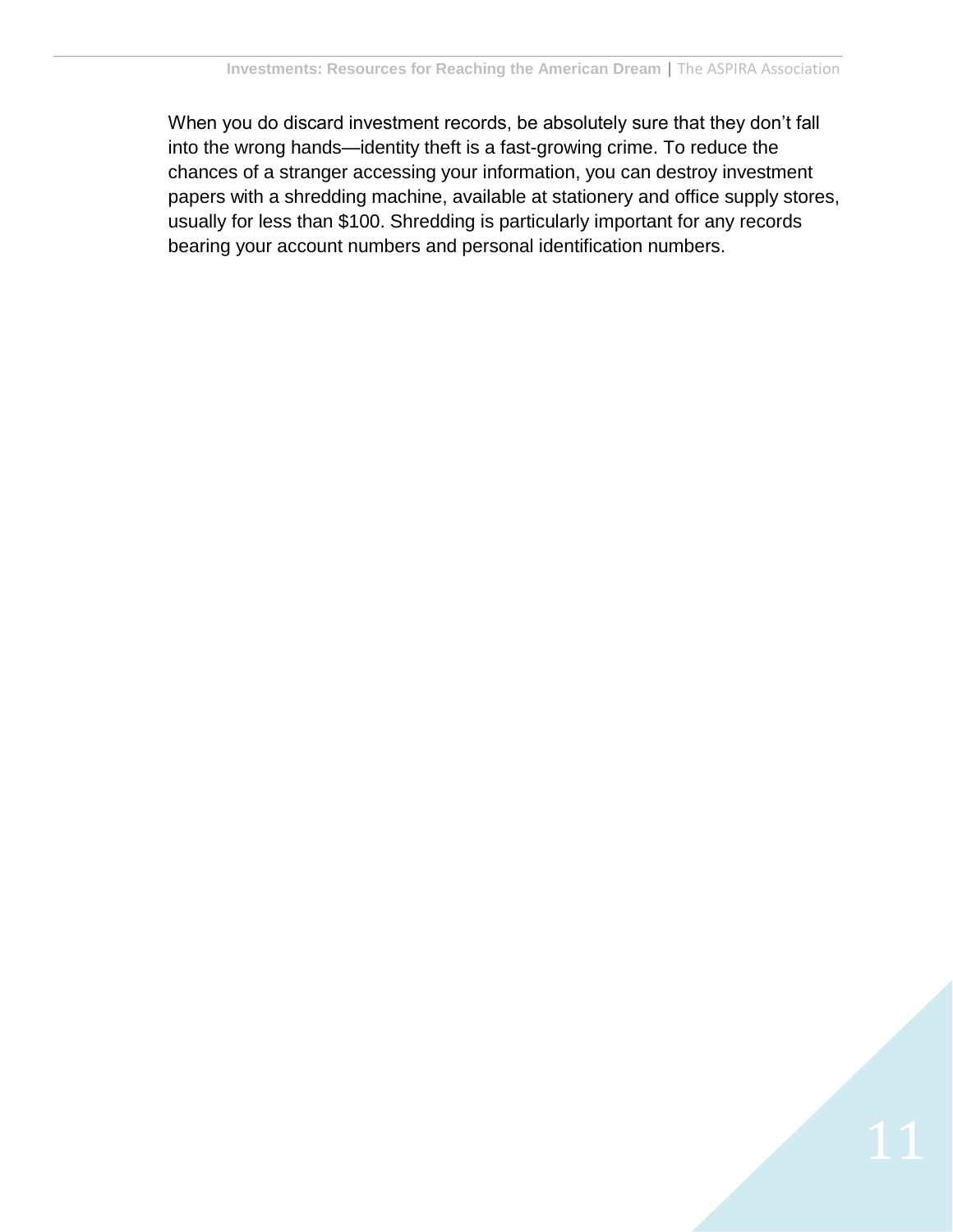When you do discard investment records, be absolutely sure that they don't fall into the wrong hands—identity theft is a fast-growing crime. To reduce the chances of a stranger accessing your information, you can destroy investment papers with a shredding machine, available at stationery and office supply stores, usually for less than $100. Shredding is particularly important for any records bearing your account numbers and personal identification numbers.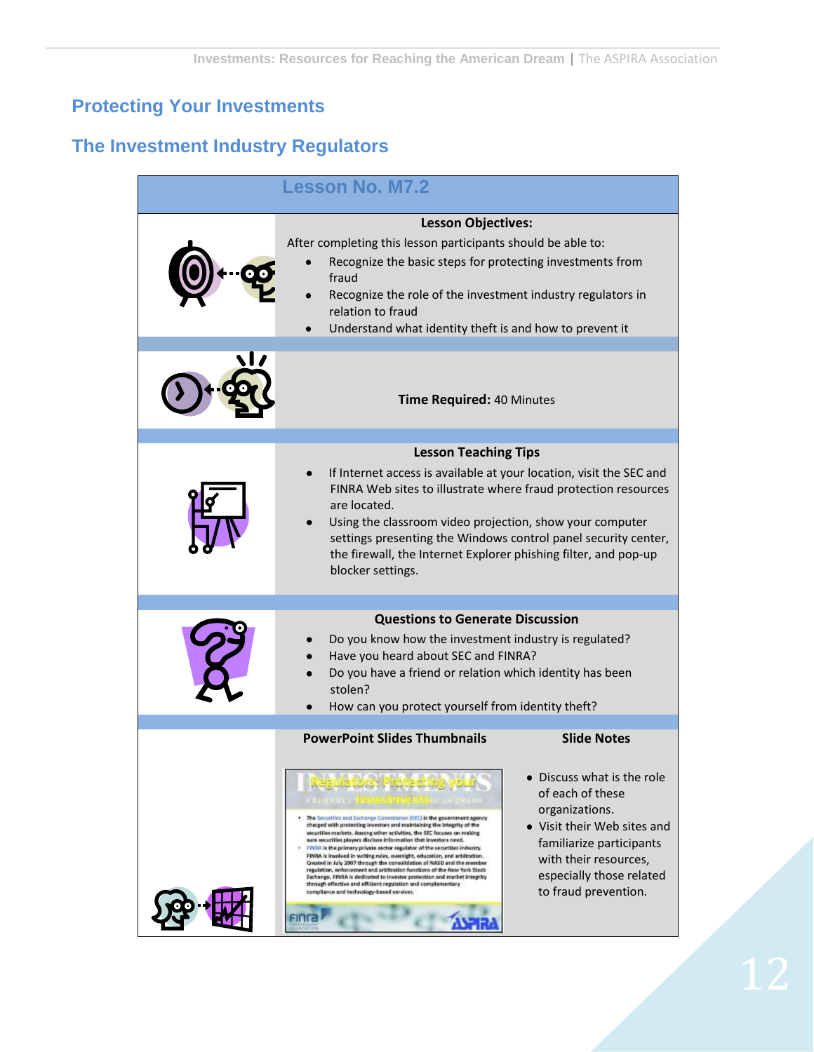## Protecting Your Investments

## The Investment Industry Regulators

### Lesson No. M7.2

**Lesson Objectives:**

After completing this lesson participants should be able to:

- Recognize the basic steps for protecting investments from fraud
- Recognize the role of the investment industry regulators in relation to fraud
- Understand what identity theft is and how to prevent it

**Time Required:** 40 Minutes

**Lesson Teaching Tips**

- If Internet access is available at your location, visit the SEC and FINRA Web sites to illustrate where fraud protection resources are located.
- Using the classroom video projection, show your computer settings presenting the Windows control panel security center, the firewall, the Internet Explorer phishing filter, and pop-up blocker settings.

**Questions to Generate Discussion**

- Do you know how the investment industry is regulated?
- Have you heard about SEC and FINRA?
- Do you have a friend or relation which identity has been stolen?
- How can you protect yourself from identity theft?

| PowerPoint Slides Thumbnails | Slide Notes |
| --- | --- |
| Regulators: Protecting your Investments — The Securities and Exchange Commission (SEC) is the government agency charged with protecting investors and maintaining the integrity of the securities markets. Among other activities, the SEC focuses on making sure securities players disclose information that investors need. FINRA is the primary private sector regulator of the securities industry. FINRA is involved in writing rules, oversight, education, and arbitration. Created in July 2007 through the consolidation of NASD and the member regulation, enforcement and arbitration functions of the New York Stock Exchange, FINRA is dedicated to investor protection and market integrity through effective and efficient regulation and complementary compliance and technology-based services. | • Discuss what is the role of each of these organizations.<br>• Visit their Web sites and familiarize participants with their resources, especially those related to fraud prevention. |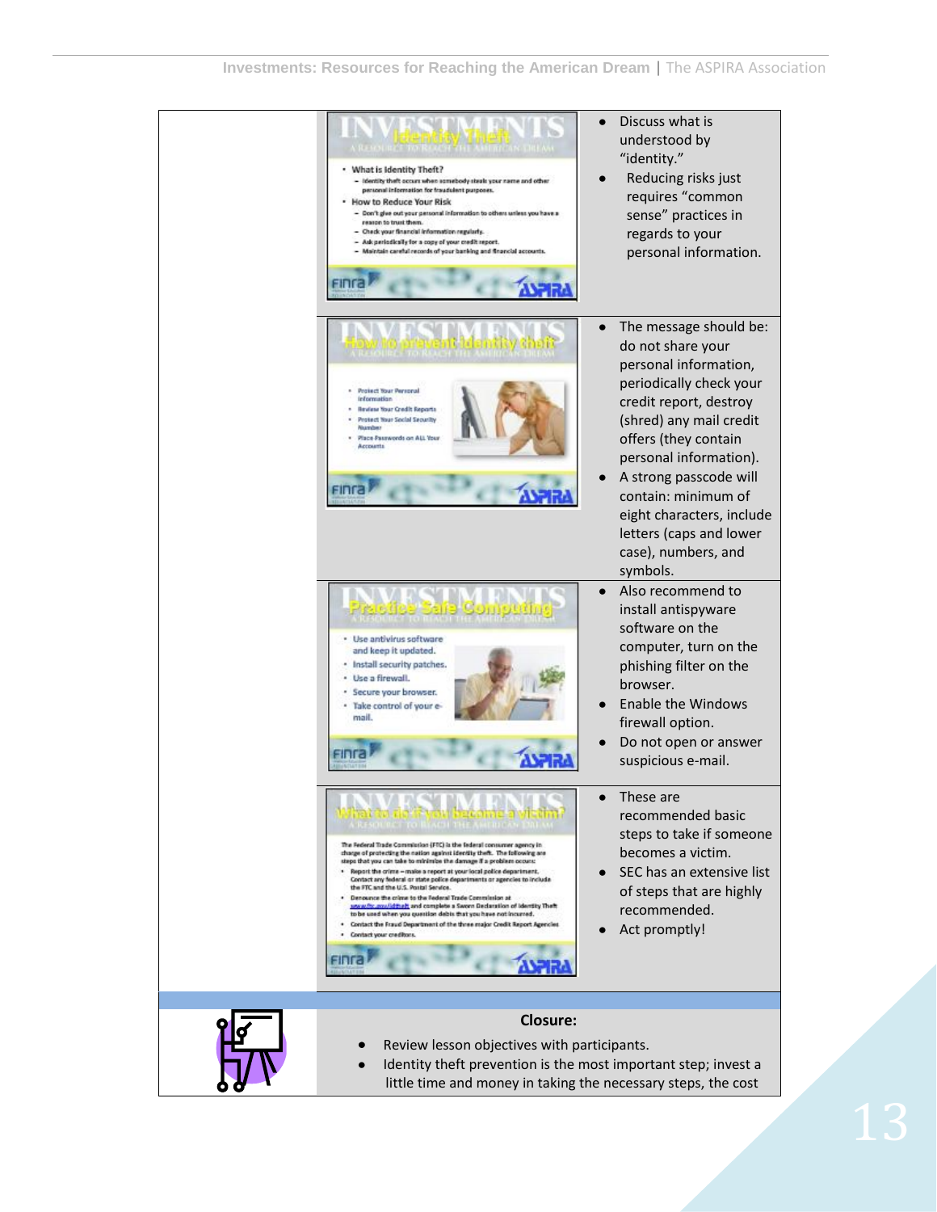| | Slide | Notes |
|---|---|---|
| | **Identity Theft**<br>• What is Identity Theft?<br>– Identity theft occurs when somebody steals your name and other personal information for fraudulent purposes.<br>• How to Reduce Your Risk<br>– Don't give out your personal information to others unless you have a reason to trust them.<br>– Check your financial information regularly.<br>– Ask periodically for a copy of your credit report.<br>– Maintain careful records of your banking and financial accounts. | • Discuss what is understood by "identity."<br>• Reducing risks just requires "common sense" practices in regards to your personal information. |
| | **How to prevent Identity theft**<br>• Protect Your Personal Information<br>• Review Your Credit Reports<br>• Protect Your Social Security Number<br>• Place Passwords on ALL Your Accounts | • The message should be: do not share your personal information, periodically check your credit report, destroy (shred) any mail credit offers (they contain personal information).<br>• A strong passcode will contain: minimum of eight characters, include letters (caps and lower case), numbers, and symbols. |
| | **Practice Safe Computing**<br>• Use antivirus software and keep it updated.<br>• Install security patches.<br>• Use a firewall.<br>• Secure your browser.<br>• Take control of your e-mail. | • Also recommend to install antispyware software on the computer, turn on the phishing filter on the browser.<br>• Enable the Windows firewall option.<br>• Do not open or answer suspicious e-mail. |
| | **What to do if you become a victim?**<br>The Federal Trade Commission (FTC) is the federal consumer agency in charge of protecting the nation against identity theft. The following are steps that you can take to minimize the damage if a problem occurs:<br>• Report the crime – make a report at your local police department. Contact any federal or state police departments or agencies to include the FTC and the U.S. Postal Service.<br>• Denounce the crime to the Federal Trade Commission at www.ftc.gov/idtheft and complete a Sworn Declaration of Identity Theft to be used when you question debts that you have not incurred.<br>• Contact the Fraud Department of the three major Credit Report Agencies<br>• Contact your creditors. | • These are recommended basic steps to take if someone becomes a victim.<br>• SEC has an extensive list of steps that are highly recommended.<br>• Act promptly! |

**Closure:**

- Review lesson objectives with participants.
- Identity theft prevention is the most important step; invest a little time and money in taking the necessary steps, the cost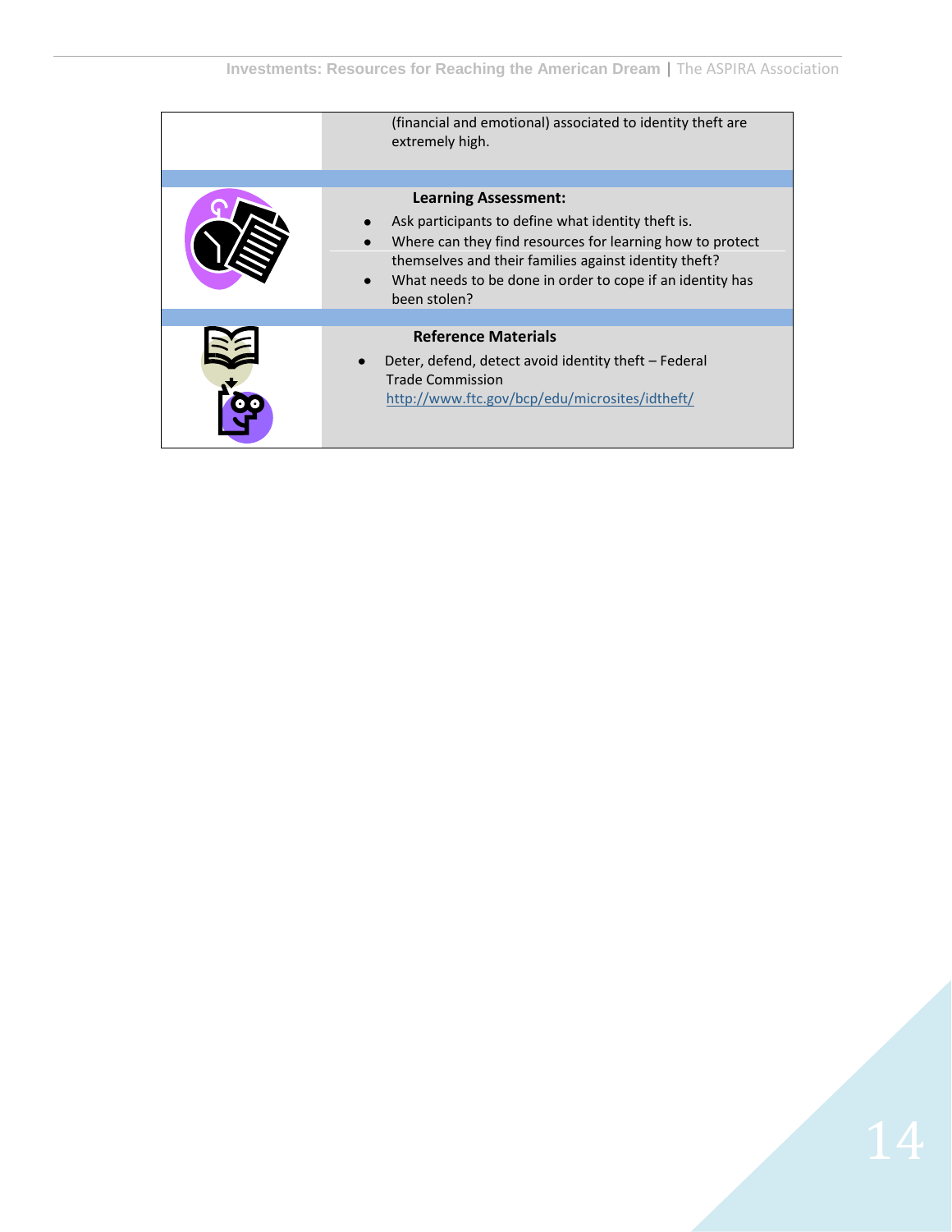(financial and emotional) associated to identity theft are extremely high.

**Learning Assessment:**

- Ask participants to define what identity theft is.
- Where can they find resources for learning how to protect themselves and their families against identity theft?
- What needs to be done in order to cope if an identity has been stolen?

**Reference Materials**

- Deter, defend, detect avoid identity theft – Federal Trade Commission http://www.ftc.gov/bcp/edu/microsites/idtheft/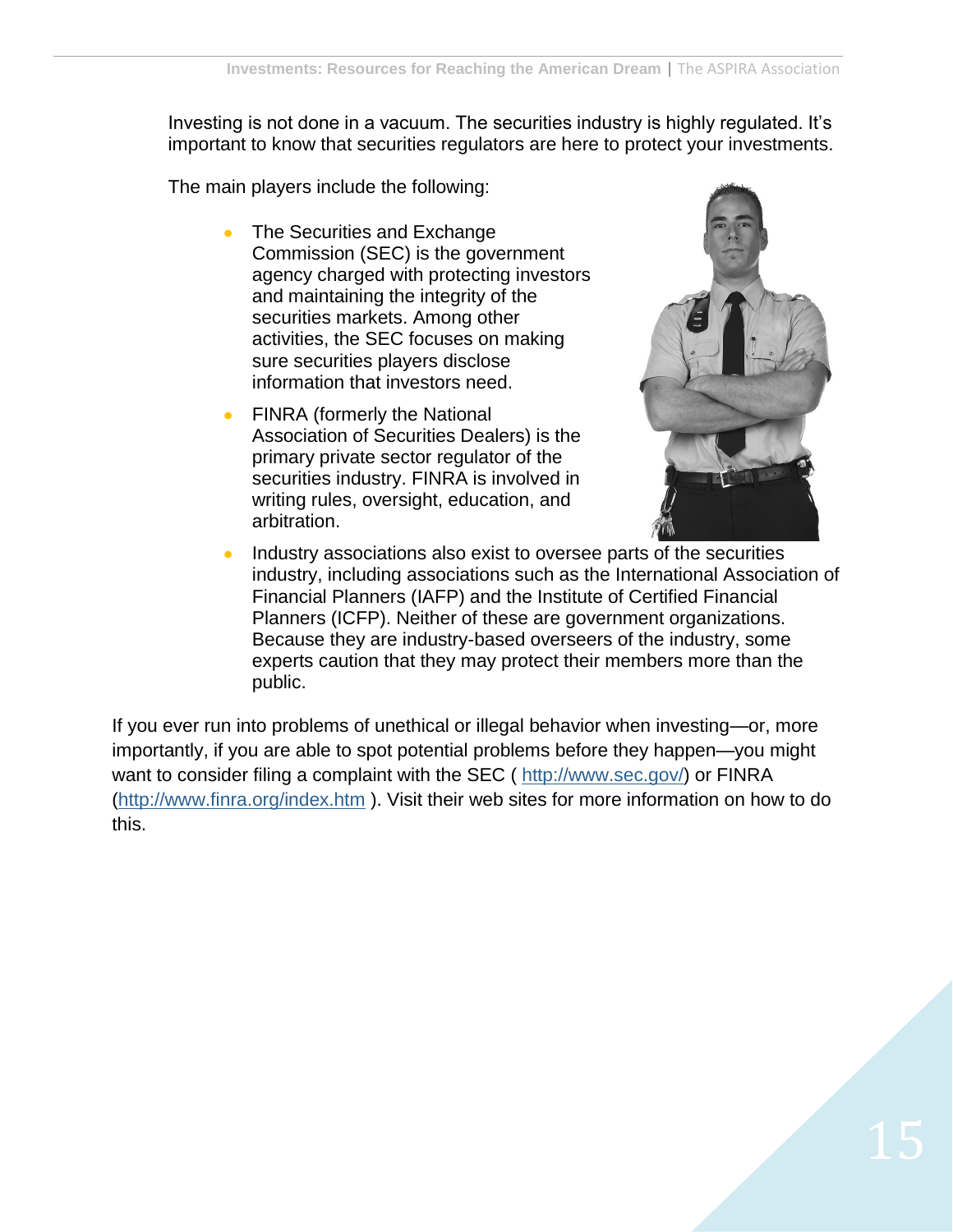Investing is not done in a vacuum. The securities industry is highly regulated. It's important to know that securities regulators are here to protect your investments.

The main players include the following:

- The Securities and Exchange Commission (SEC) is the government agency charged with protecting investors and maintaining the integrity of the securities markets. Among other activities, the SEC focuses on making sure securities players disclose information that investors need.
- FINRA (formerly the National Association of Securities Dealers) is the primary private sector regulator of the securities industry. FINRA is involved in writing rules, oversight, education, and arbitration.
- Industry associations also exist to oversee parts of the securities industry, including associations such as the International Association of Financial Planners (IAFP) and the Institute of Certified Financial Planners (ICFP). Neither of these are government organizations. Because they are industry-based overseers of the industry, some experts caution that they may protect their members more than the public.

If you ever run into problems of unethical or illegal behavior when investing—or, more importantly, if you are able to spot potential problems before they happen—you might want to consider filing a complaint with the SEC ( http://www.sec.gov/) or FINRA (http://www.finra.org/index.htm ). Visit their web sites for more information on how to do this.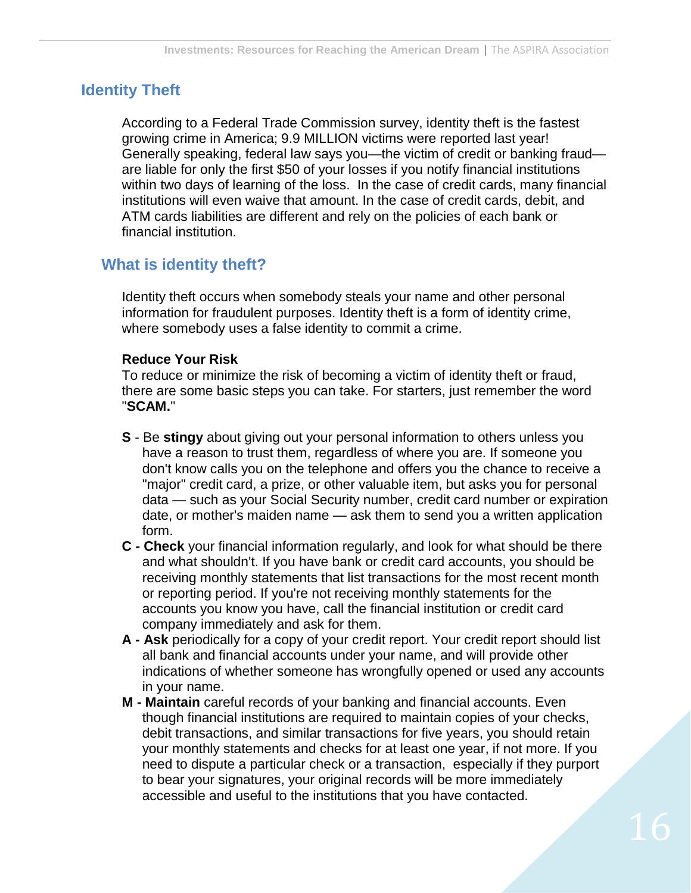## Identity Theft

According to a Federal Trade Commission survey, identity theft is the fastest growing crime in America; 9.9 MILLION victims were reported last year! Generally speaking, federal law says you—the victim of credit or banking fraud—are liable for only the first $50 of your losses if you notify financial institutions within two days of learning of the loss. In the case of credit cards, many financial institutions will even waive that amount. In the case of credit cards, debit, and ATM cards liabilities are different and rely on the policies of each bank or financial institution.

### What is identity theft?

Identity theft occurs when somebody steals your name and other personal information for fraudulent purposes. Identity theft is a form of identity crime, where somebody uses a false identity to commit a crime.

**Reduce Your Risk**

To reduce or minimize the risk of becoming a victim of identity theft or fraud, there are some basic steps you can take. For starters, just remember the word "**SCAM.**"

- **S** - Be **stingy** about giving out your personal information to others unless you have a reason to trust them, regardless of where you are. If someone you don't know calls you on the telephone and offers you the chance to receive a "major" credit card, a prize, or other valuable item, but asks you for personal data — such as your Social Security number, credit card number or expiration date, or mother's maiden name — ask them to send you a written application form.
- **C - Check** your financial information regularly, and look for what should be there and what shouldn't. If you have bank or credit card accounts, you should be receiving monthly statements that list transactions for the most recent month or reporting period. If you're not receiving monthly statements for the accounts you know you have, call the financial institution or credit card company immediately and ask for them.
- **A - Ask** periodically for a copy of your credit report. Your credit report should list all bank and financial accounts under your name, and will provide other indications of whether someone has wrongfully opened or used any accounts in your name.
- **M - Maintain** careful records of your banking and financial accounts. Even though financial institutions are required to maintain copies of your checks, debit transactions, and similar transactions for five years, you should retain your monthly statements and checks for at least one year, if not more. If you need to dispute a particular check or a transaction, especially if they purport to bear your signatures, your original records will be more immediately accessible and useful to the institutions that you have contacted.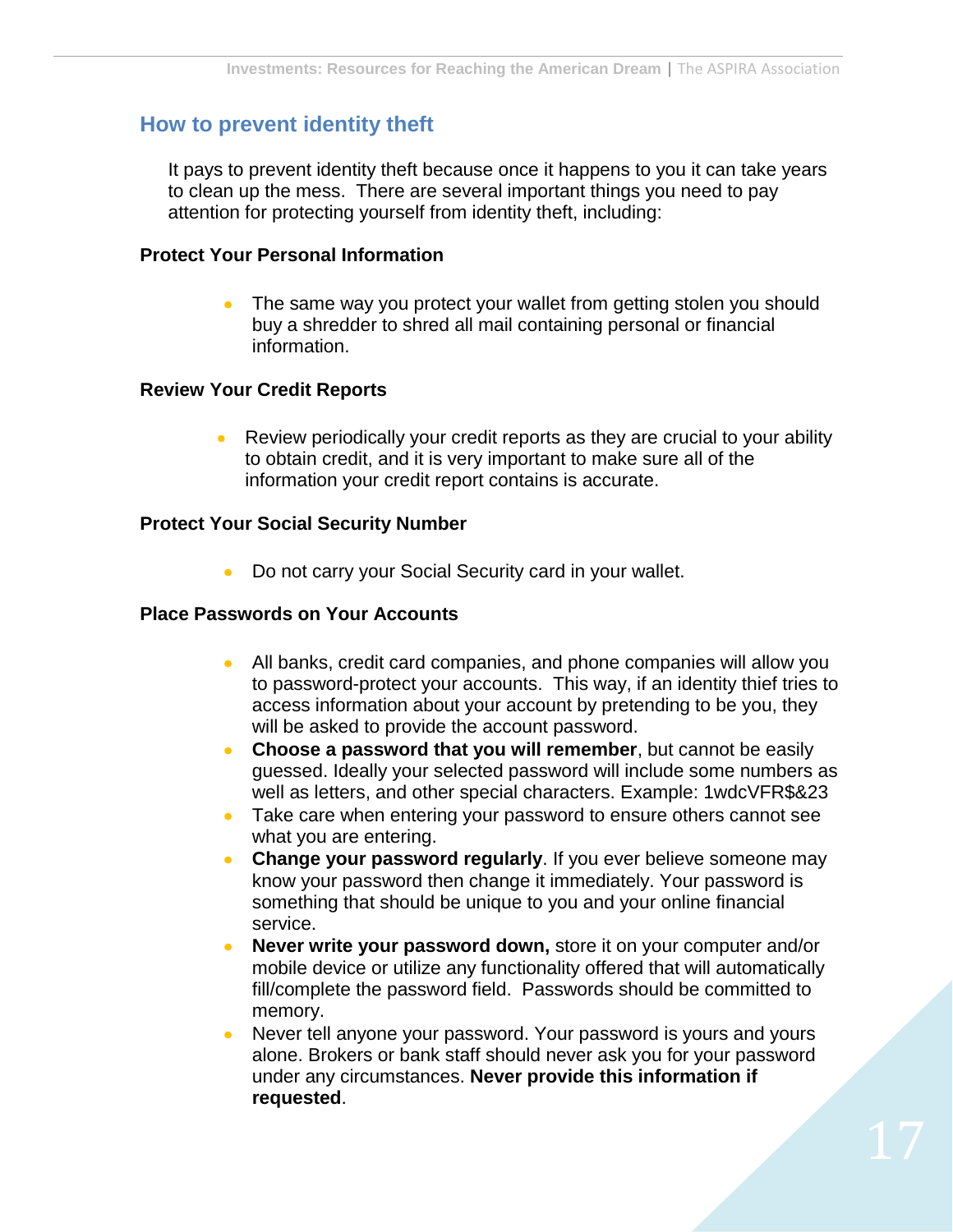## How to prevent identity theft

It pays to prevent identity theft because once it happens to you it can take years to clean up the mess. There are several important things you need to pay attention for protecting yourself from identity theft, including:

### Protect Your Personal Information

- The same way you protect your wallet from getting stolen you should buy a shredder to shred all mail containing personal or financial information.

### Review Your Credit Reports

- Review periodically your credit reports as they are crucial to your ability to obtain credit, and it is very important to make sure all of the information your credit report contains is accurate.

### Protect Your Social Security Number

- Do not carry your Social Security card in your wallet.

### Place Passwords on Your Accounts

- All banks, credit card companies, and phone companies will allow you to password-protect your accounts. This way, if an identity thief tries to access information about your account by pretending to be you, they will be asked to provide the account password.
- **Choose a password that you will remember**, but cannot be easily guessed. Ideally your selected password will include some numbers as well as letters, and other special characters. Example: 1wdcVFR$&23
- Take care when entering your password to ensure others cannot see what you are entering.
- **Change your password regularly**. If you ever believe someone may know your password then change it immediately. Your password is something that should be unique to you and your online financial service.
- **Never write your password down,** store it on your computer and/or mobile device or utilize any functionality offered that will automatically fill/complete the password field. Passwords should be committed to memory.
- Never tell anyone your password. Your password is yours and yours alone. Brokers or bank staff should never ask you for your password under any circumstances. **Never provide this information if requested**.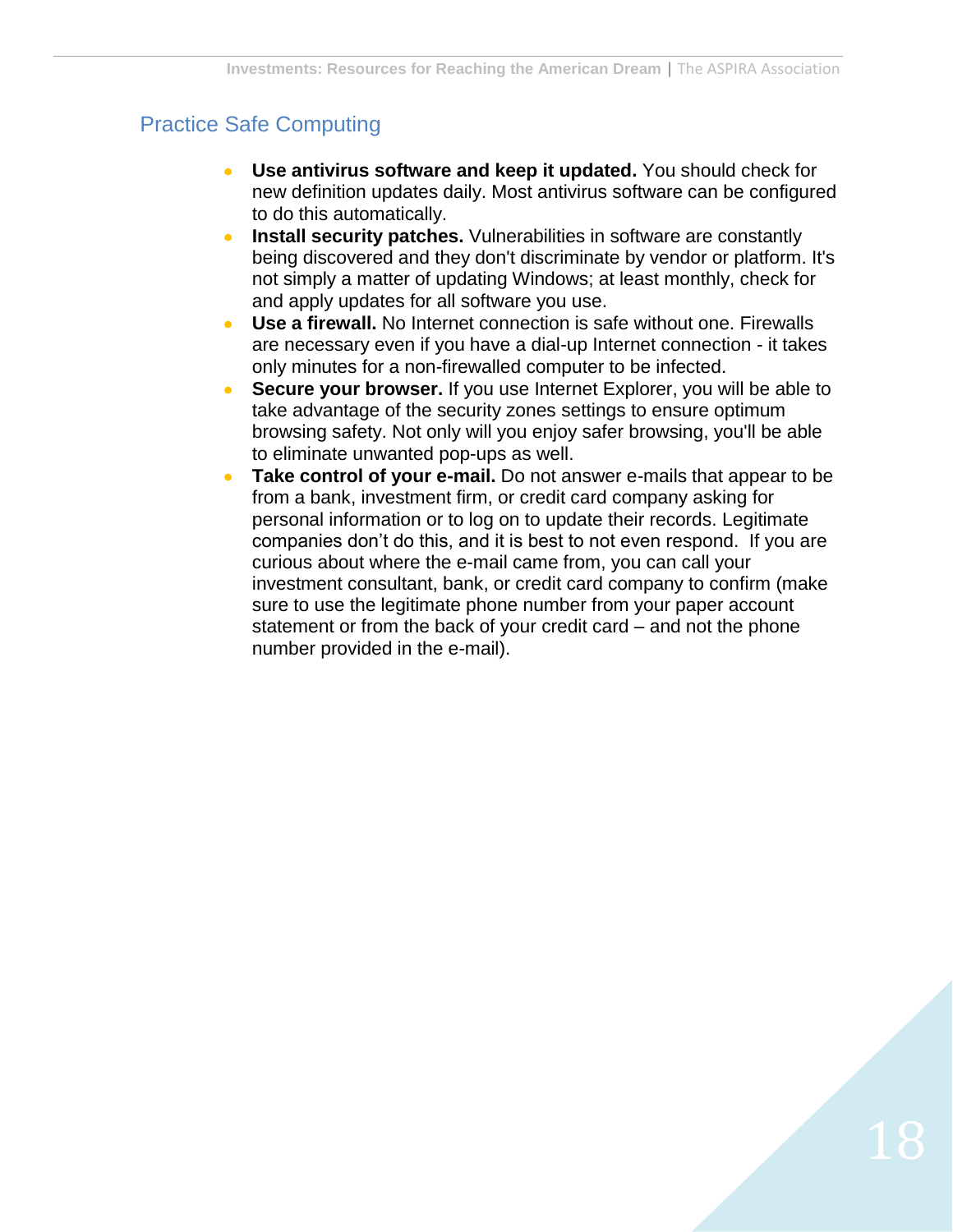## Practice Safe Computing

- **Use antivirus software and keep it updated.** You should check for new definition updates daily. Most antivirus software can be configured to do this automatically.
- **Install security patches.** Vulnerabilities in software are constantly being discovered and they don't discriminate by vendor or platform. It's not simply a matter of updating Windows; at least monthly, check for and apply updates for all software you use.
- **Use a firewall.** No Internet connection is safe without one. Firewalls are necessary even if you have a dial-up Internet connection - it takes only minutes for a non-firewalled computer to be infected.
- **Secure your browser.** If you use Internet Explorer, you will be able to take advantage of the security zones settings to ensure optimum browsing safety. Not only will you enjoy safer browsing, you'll be able to eliminate unwanted pop-ups as well.
- **Take control of your e-mail.** Do not answer e-mails that appear to be from a bank, investment firm, or credit card company asking for personal information or to log on to update their records. Legitimate companies don't do this, and it is best to not even respond. If you are curious about where the e-mail came from, you can call your investment consultant, bank, or credit card company to confirm (make sure to use the legitimate phone number from your paper account statement or from the back of your credit card – and not the phone number provided in the e-mail).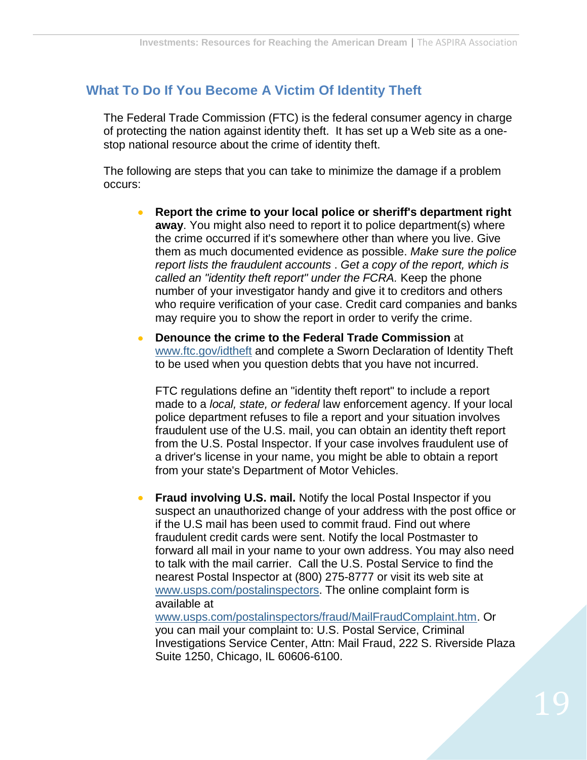## What To Do If You Become A Victim Of Identity Theft

The Federal Trade Commission (FTC) is the federal consumer agency in charge of protecting the nation against identity theft. It has set up a Web site as a one-stop national resource about the crime of identity theft.

The following are steps that you can take to minimize the damage if a problem occurs:

- **Report the crime to your local police or sheriff's department right away**. You might also need to report it to police department(s) where the crime occurred if it's somewhere other than where you live. Give them as much documented evidence as possible. *Make sure the police report lists the fraudulent accounts* . *Get a copy of the report, which is called an "identity theft report" under the FCRA.* Keep the phone number of your investigator handy and give it to creditors and others who require verification of your case. Credit card companies and banks may require you to show the report in order to verify the crime.

- **Denounce the crime to the Federal Trade Commission** at www.ftc.gov/idtheft and complete a Sworn Declaration of Identity Theft to be used when you question debts that you have not incurred.

  FTC regulations define an "identity theft report" to include a report made to a *local, state, or federal* law enforcement agency. If your local police department refuses to file a report and your situation involves fraudulent use of the U.S. mail, you can obtain an identity theft report from the U.S. Postal Inspector. If your case involves fraudulent use of a driver's license in your name, you might be able to obtain a report from your state's Department of Motor Vehicles.

- **Fraud involving U.S. mail.** Notify the local Postal Inspector if you suspect an unauthorized change of your address with the post office or if the U.S mail has been used to commit fraud. Find out where fraudulent credit cards were sent. Notify the local Postmaster to forward all mail in your name to your own address. You may also need to talk with the mail carrier. Call the U.S. Postal Service to find the nearest Postal Inspector at (800) 275-8777 or visit its web site at www.usps.com/postalinspectors. The online complaint form is available at www.usps.com/postalinspectors/fraud/MailFraudComplaint.htm. Or you can mail your complaint to: U.S. Postal Service, Criminal Investigations Service Center, Attn: Mail Fraud, 222 S. Riverside Plaza Suite 1250, Chicago, IL 60606-6100.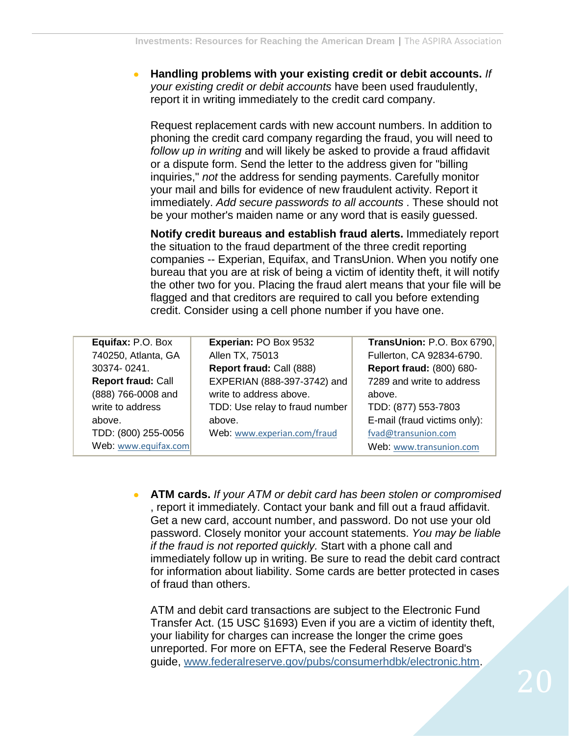- **Handling problems with your existing credit or debit accounts.** *If your existing credit or debit accounts* have been used fraudulently, report it in writing immediately to the credit card company.

  Request replacement cards with new account numbers. In addition to phoning the credit card company regarding the fraud, you will need to *follow up in writing* and will likely be asked to provide a fraud affidavit or a dispute form. Send the letter to the address given for "billing inquiries," *not* the address for sending payments. Carefully monitor your mail and bills for evidence of new fraudulent activity. Report it immediately. *Add secure passwords to all accounts* . These should not be your mother's maiden name or any word that is easily guessed.

  **Notify credit bureaus and establish fraud alerts.** Immediately report the situation to the fraud department of the three credit reporting companies -- Experian, Equifax, and TransUnion. When you notify one bureau that you are at risk of being a victim of identity theft, it will notify the other two for you. Placing the fraud alert means that your file will be flagged and that creditors are required to call you before extending credit. Consider using a cell phone number if you have one.

| | | |
|---|---|---|
| **Equifax:** P.O. Box 740250, Atlanta, GA 30374- 0241. **Report fraud:** Call (888) 766-0008 and write to address above. TDD: (800) 255-0056 Web: www.equifax.com | **Experian:** PO Box 9532 Allen TX, 75013 **Report fraud:** Call (888) EXPERIAN (888-397-3742) and write to address above. TDD: Use relay to fraud number above. Web: www.experian.com/fraud | **TransUnion:** P.O. Box 6790, Fullerton, CA 92834-6790. **Report fraud:** (800) 680-7289 and write to address above. TDD: (877) 553-7803 E-mail (fraud victims only): fvad@transunion.com Web: www.transunion.com |

- **ATM cards.** *If your ATM or debit card has been stolen or compromised* , report it immediately. Contact your bank and fill out a fraud affidavit. Get a new card, account number, and password. Do not use your old password. Closely monitor your account statements. *You may be liable if the fraud is not reported quickly.* Start with a phone call and immediately follow up in writing. Be sure to read the debit card contract for information about liability. Some cards are better protected in cases of fraud than others.

  ATM and debit card transactions are subject to the Electronic Fund Transfer Act. (15 USC §1693) Even if you are a victim of identity theft, your liability for charges can increase the longer the crime goes unreported. For more on EFTA, see the Federal Reserve Board's guide, www.federalreserve.gov/pubs/consumerhdbk/electronic.htm.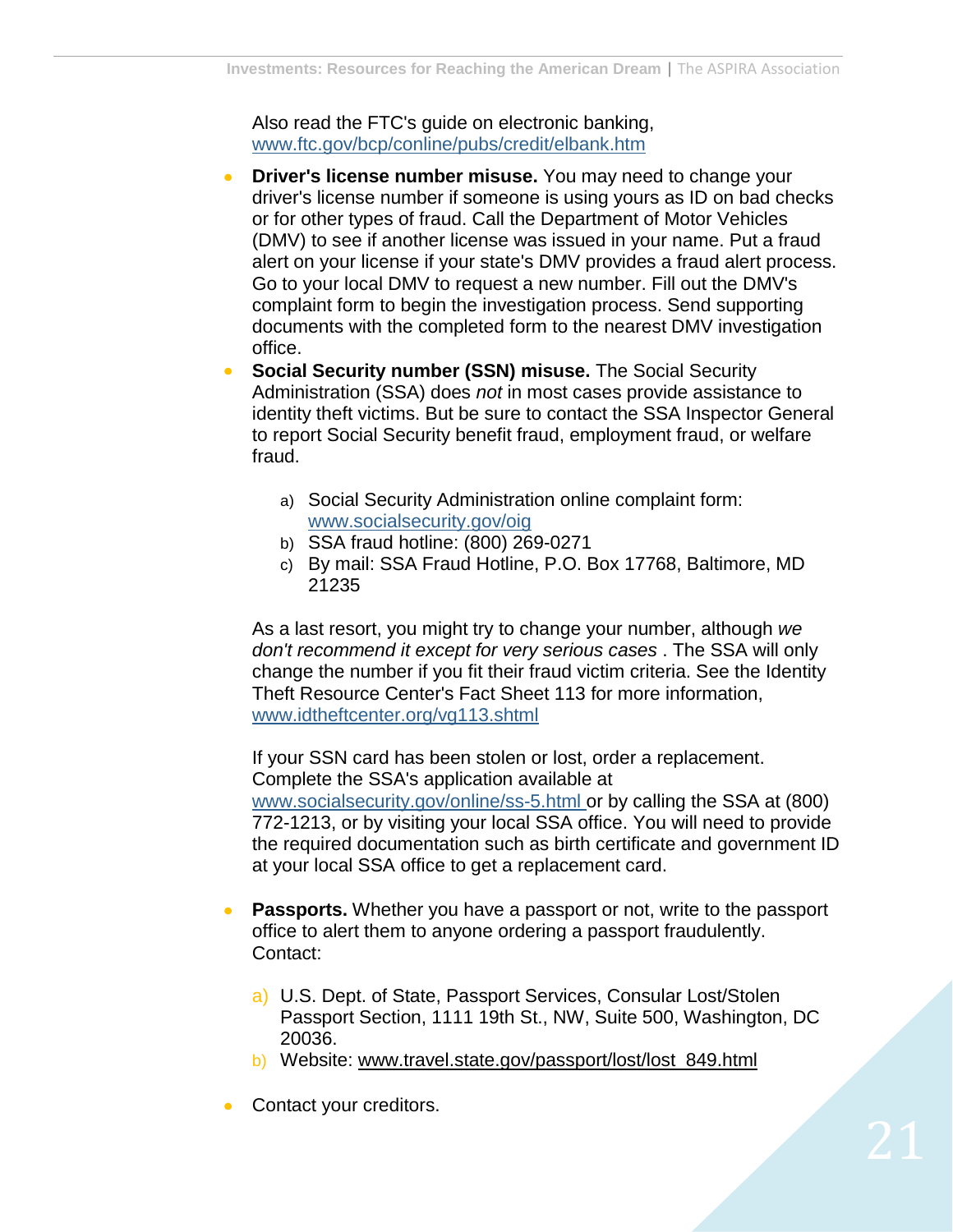Also read the FTC's guide on electronic banking, www.ftc.gov/bcp/conline/pubs/credit/elbank.htm

- **Driver's license number misuse.** You may need to change your driver's license number if someone is using yours as ID on bad checks or for other types of fraud. Call the Department of Motor Vehicles (DMV) to see if another license was issued in your name. Put a fraud alert on your license if your state's DMV provides a fraud alert process. Go to your local DMV to request a new number. Fill out the DMV's complaint form to begin the investigation process. Send supporting documents with the completed form to the nearest DMV investigation office.
- **Social Security number (SSN) misuse.** The Social Security Administration (SSA) does *not* in most cases provide assistance to identity theft victims. But be sure to contact the SSA Inspector General to report Social Security benefit fraud, employment fraud, or welfare fraud.

  a) Social Security Administration online complaint form: www.socialsecurity.gov/oig
  b) SSA fraud hotline: (800) 269-0271
  c) By mail: SSA Fraud Hotline, P.O. Box 17768, Baltimore, MD 21235

  As a last resort, you might try to change your number, although *we don't recommend it except for very serious cases* . The SSA will only change the number if you fit their fraud victim criteria. See the Identity Theft Resource Center's Fact Sheet 113 for more information, www.idtheftcenter.org/vg113.shtml

  If your SSN card has been stolen or lost, order a replacement. Complete the SSA's application available at www.socialsecurity.gov/online/ss-5.html or by calling the SSA at (800) 772-1213, or by visiting your local SSA office. You will need to provide the required documentation such as birth certificate and government ID at your local SSA office to get a replacement card.

- **Passports.** Whether you have a passport or not, write to the passport office to alert them to anyone ordering a passport fraudulently. Contact:

  a) U.S. Dept. of State, Passport Services, Consular Lost/Stolen Passport Section, 1111 19th St., NW, Suite 500, Washington, DC 20036.
  b) Website: www.travel.state.gov/passport/lost/lost_849.html

- Contact your creditors.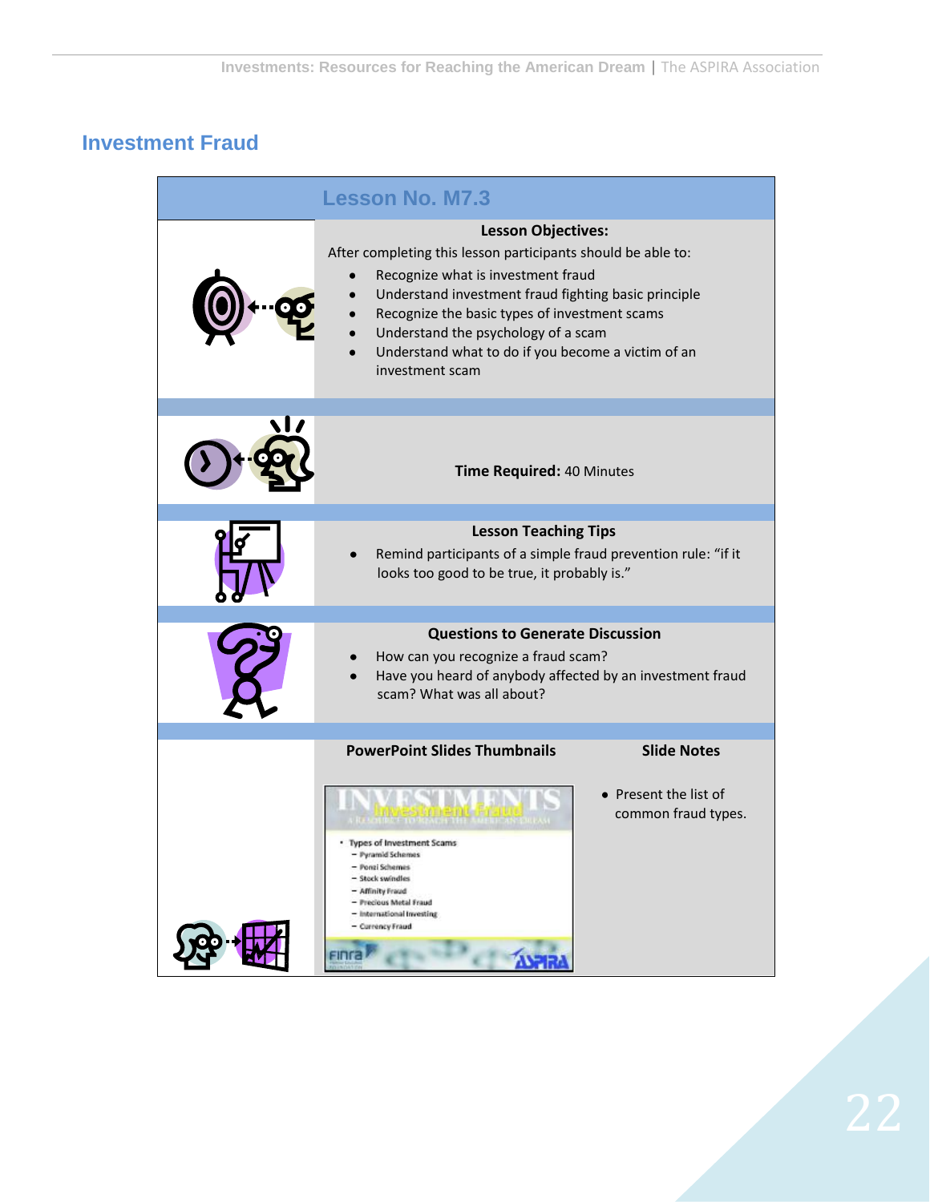## Investment Fraud

### Lesson No. M7.3

**Lesson Objectives:**

After completing this lesson participants should be able to:

- Recognize what is investment fraud
- Understand investment fraud fighting basic principle
- Recognize the basic types of investment scams
- Understand the psychology of a scam
- Understand what to do if you become a victim of an investment scam

**Time Required:** 40 Minutes

**Lesson Teaching Tips**

- Remind participants of a simple fraud prevention rule: "if it looks too good to be true, it probably is."

**Questions to Generate Discussion**

- How can you recognize a fraud scam?
- Have you heard of anybody affected by an investment fraud scam? What was all about?

| PowerPoint Slides Thumbnails | Slide Notes |
|---|---|
| INVESTMENTS – Investment Fraud – A RESOURCE TO REACH THE AMERICAN DREAM<br>• Types of Investment Scams<br>– Pyramid Schemes<br>– Ponzi Schemes<br>– Stock swindles<br>– Affinity Fraud<br>– Precious Metal Fraud<br>– International Investing<br>– Currency Fraud | • Present the list of common fraud types. |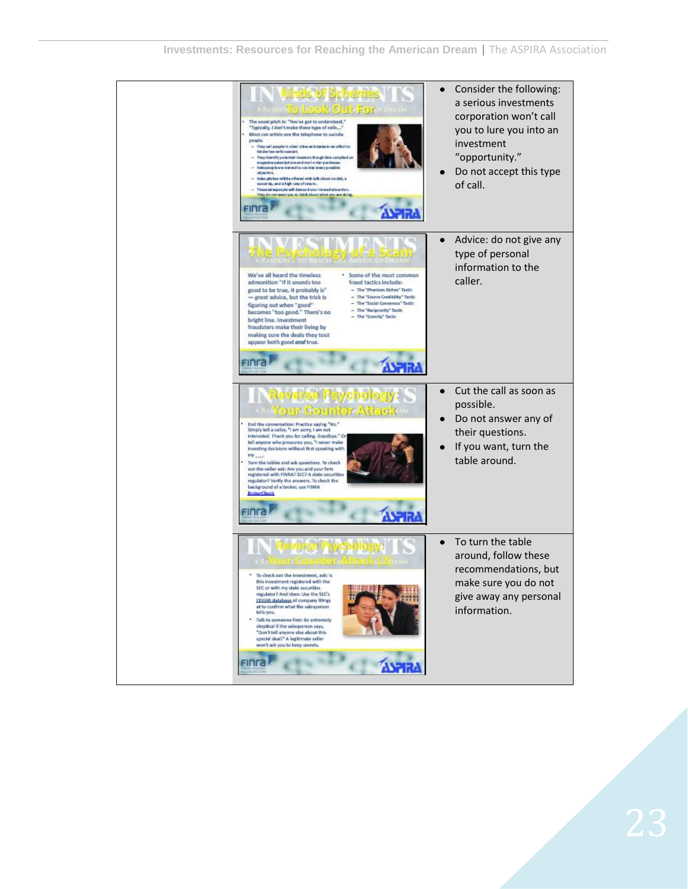| | Slide | Notes |
|---|---|---|
| | **Kinds of Schemes To Look Out For** • The usual pitch is: "You've got to understand," "Typically, I don't make these type of calls..." • Most con artists use the telephone to swindle people. – They call people in other cities and states in an effort to hinder law enforcement. – They identify potential investors though lists compiled on magazine subscriptions and mail order purchases. – Salespeople are trained to counter every possible objection. – Sales pitches will be offered with talk about no risk, a secret tip, and a high rate of return. – These salespeople will demand your immediate action. They do not want you to think about what you are doing. | • Consider the following: a serious investments corporation won't call you to lure you into an investment "opportunity." • Do not accept this type of call. |
| | **The Psychology of a Scam** We've all heard the timeless admonition "If it sounds too good to be true, it probably is" — great advice, but the trick is figuring out when "good" becomes "too good." There's no bright line. Investment fraudsters make their living by making sure the deals they tout appear both good *and* true. • Some of the most common fraud tactics include: – The "Phantom Riches" Tactic – The "Source Credibility" Tactic – The "Social Consensus" Tactic – The "Reciprocity" Tactic – The "Scarcity" Tactic | • Advice: do not give any type of personal information to the caller. |
| | **Reverse Psychology: Your Counter Attack** • End the conversation: Practice saying "No." Simply tell a caller, "I am sorry, I am not interested. Thank you for calling. Goodbye." Or tell anyone who pressures you, "I never make investing decisions without first speaking with my ___." • Turn the tables and ask questions. To check out the seller ask: Are you and your firm registered with FINRA? SEC? A state securities regulator? Verify the answers. To check the background of a broker, use FINRA BrokerCheck. | • Cut the call as soon as possible. • Do not answer any of their questions. • If you want, turn the table around. |
| | **Reverse Psychology: Your Counter Attack (2)** • To check out the investment, ask: Is this investment registered with the SEC or with my state securities regulator? And then: Use the SEC's EDGAR database of company filings at to confirm what the salesperson tells you. • Talk to someone first: Be extremely skeptical if the salesperson says, "Don't tell anyone else about this special deal!" A legitimate seller won't ask you to keep secrets. | • To turn the table around, follow these recommendations, but make sure you do not give away any personal information. |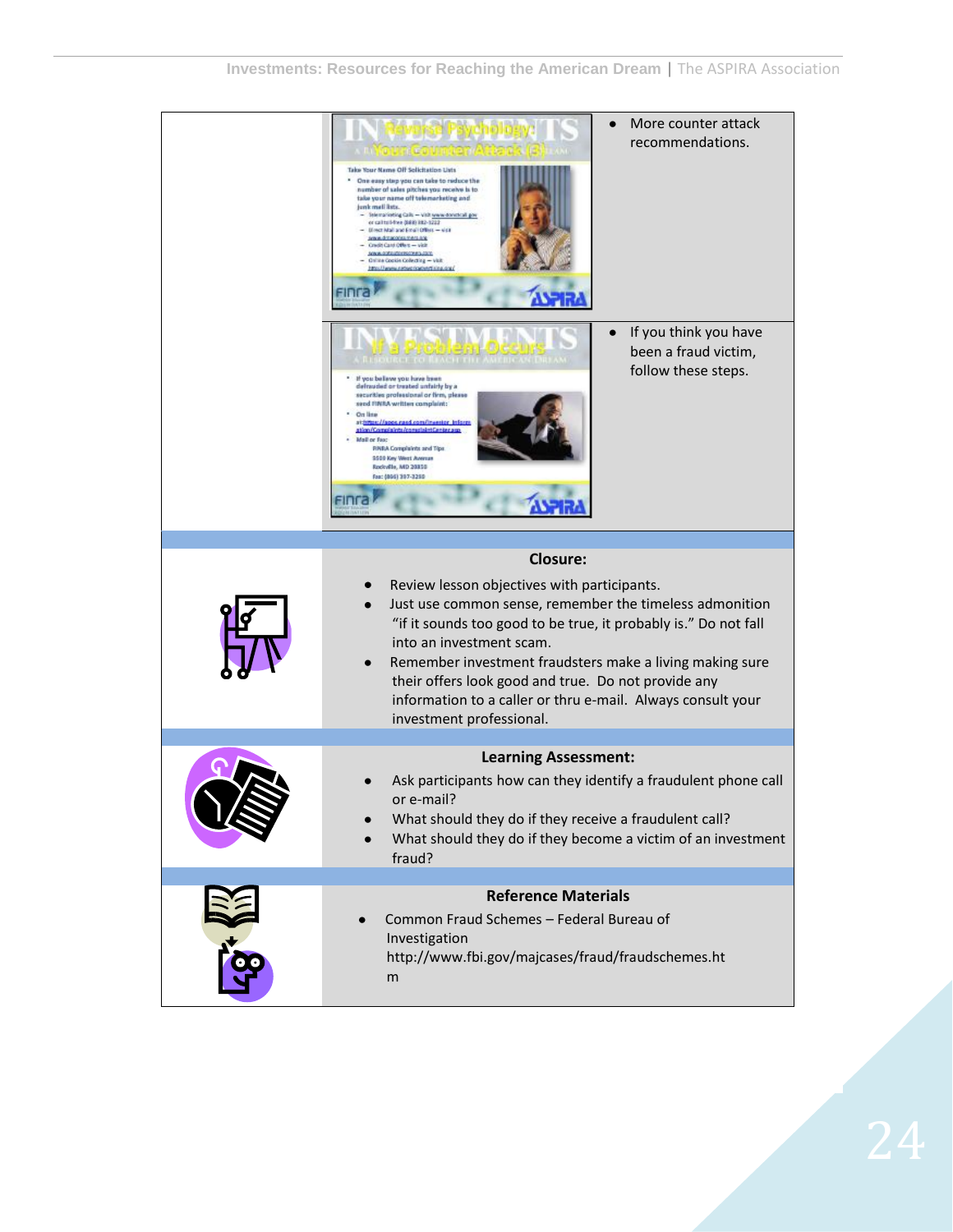| | | |
|---|---|---|
| | | • More counter attack recommendations. |
| | | • If you think you have been a fraud victim, follow these steps. |

**Closure:**

- Review lesson objectives with participants.
- Just use common sense, remember the timeless admonition "if it sounds too good to be true, it probably is." Do not fall into an investment scam.
- Remember investment fraudsters make a living making sure their offers look good and true. Do not provide any information to a caller or thru e-mail. Always consult your investment professional.

**Learning Assessment:**

- Ask participants how can they identify a fraudulent phone call or e-mail?
- What should they do if they receive a fraudulent call?
- What should they do if they become a victim of an investment fraud?

**Reference Materials**

- Common Fraud Schemes – Federal Bureau of Investigation http://www.fbi.gov/majcases/fraud/fraudschemes.htm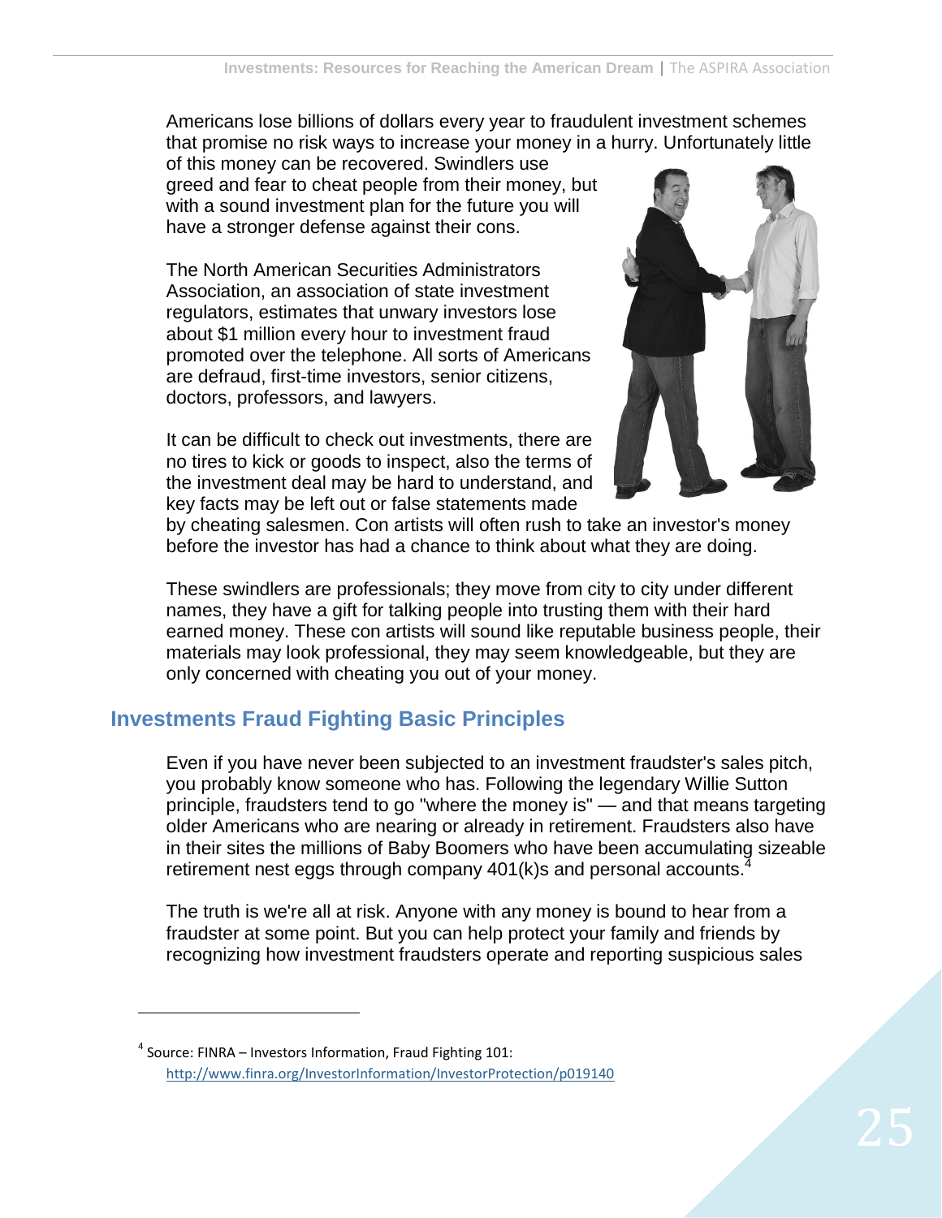Americans lose billions of dollars every year to fraudulent investment schemes that promise no risk ways to increase your money in a hurry. Unfortunately little of this money can be recovered. Swindlers use greed and fear to cheat people from their money, but with a sound investment plan for the future you will have a stronger defense against their cons.

The North American Securities Administrators Association, an association of state investment regulators, estimates that unwary investors lose about $1 million every hour to investment fraud promoted over the telephone. All sorts of Americans are defraud, first-time investors, senior citizens, doctors, professors, and lawyers.

It can be difficult to check out investments, there are no tires to kick or goods to inspect, also the terms of the investment deal may be hard to understand, and key facts may be left out or false statements made by cheating salesmen. Con artists will often rush to take an investor's money before the investor has had a chance to think about what they are doing.

These swindlers are professionals; they move from city to city under different names, they have a gift for talking people into trusting them with their hard earned money. These con artists will sound like reputable business people, their materials may look professional, they may seem knowledgeable, but they are only concerned with cheating you out of your money.

## Investments Fraud Fighting Basic Principles

Even if you have never been subjected to an investment fraudster's sales pitch, you probably know someone who has. Following the legendary Willie Sutton principle, fraudsters tend to go "where the money is" — and that means targeting older Americans who are nearing or already in retirement. Fraudsters also have in their sites the millions of Baby Boomers who have been accumulating sizeable retirement nest eggs through company 401(k)s and personal accounts.[4]

The truth is we're all at risk. Anyone with any money is bound to hear from a fraudster at some point. But you can help protect your family and friends by recognizing how investment fraudsters operate and reporting suspicious sales

---

[4] Source: FINRA – Investors Information, Fraud Fighting 101: http://www.finra.org/InvestorInformation/InvestorProtection/p019140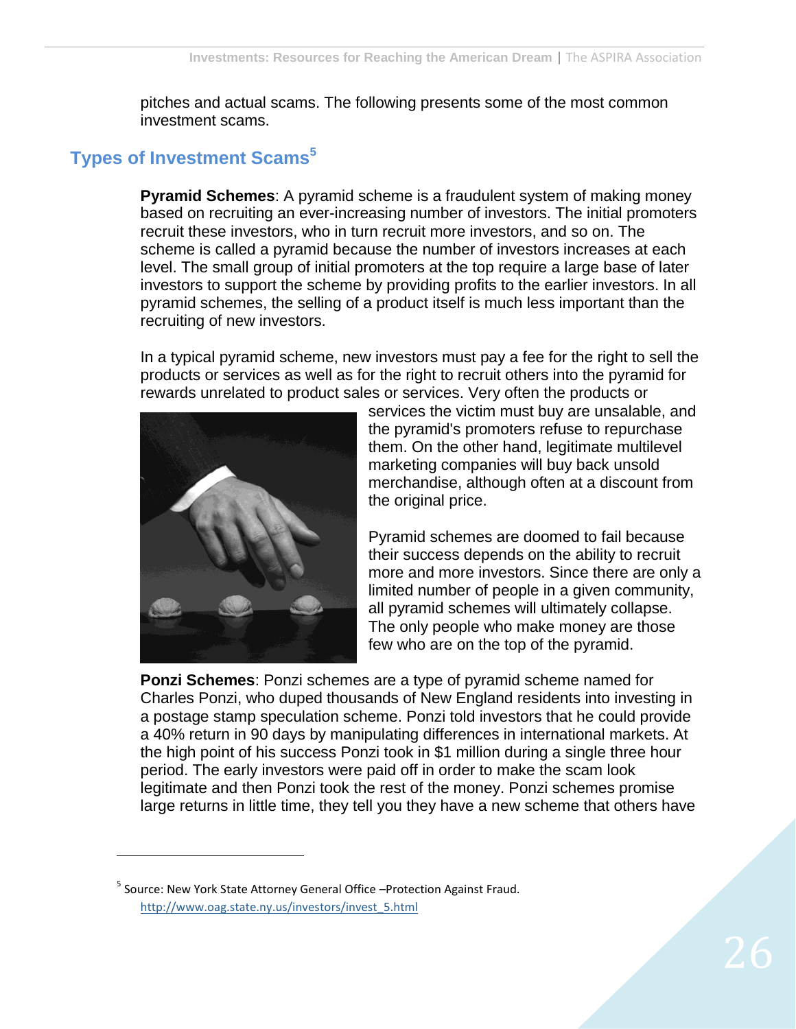pitches and actual scams. The following presents some of the most common investment scams.

## Types of Investment Scams[5]

**Pyramid Schemes**: A pyramid scheme is a fraudulent system of making money based on recruiting an ever-increasing number of investors. The initial promoters recruit these investors, who in turn recruit more investors, and so on. The scheme is called a pyramid because the number of investors increases at each level. The small group of initial promoters at the top require a large base of later investors to support the scheme by providing profits to the earlier investors. In all pyramid schemes, the selling of a product itself is much less important than the recruiting of new investors.

In a typical pyramid scheme, new investors must pay a fee for the right to sell the products or services as well as for the right to recruit others into the pyramid for rewards unrelated to product sales or services. Very often the products or services the victim must buy are unsalable, and the pyramid's promoters refuse to repurchase them. On the other hand, legitimate multilevel marketing companies will buy back unsold merchandise, although often at a discount from the original price.

Pyramid schemes are doomed to fail because their success depends on the ability to recruit more and more investors. Since there are only a limited number of people in a given community, all pyramid schemes will ultimately collapse. The only people who make money are those few who are on the top of the pyramid.

**Ponzi Schemes**: Ponzi schemes are a type of pyramid scheme named for Charles Ponzi, who duped thousands of New England residents into investing in a postage stamp speculation scheme. Ponzi told investors that he could provide a 40% return in 90 days by manipulating differences in international markets. At the high point of his success Ponzi took in $1 million during a single three hour period. The early investors were paid off in order to make the scam look legitimate and then Ponzi took the rest of the money. Ponzi schemes promise large returns in little time, they tell you they have a new scheme that others have

---

[5] Source: New York State Attorney General Office –Protection Against Fraud. http://www.oag.state.ny.us/investors/invest_5.html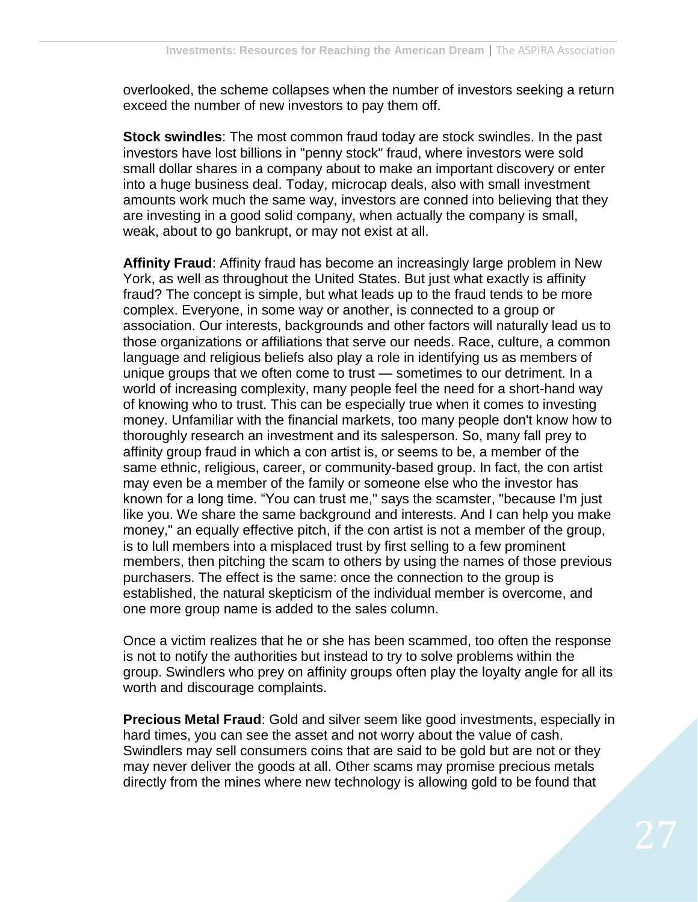overlooked, the scheme collapses when the number of investors seeking a return exceed the number of new investors to pay them off.

**Stock swindles**: The most common fraud today are stock swindles. In the past investors have lost billions in "penny stock" fraud, where investors were sold small dollar shares in a company about to make an important discovery or enter into a huge business deal. Today, microcap deals, also with small investment amounts work much the same way, investors are conned into believing that they are investing in a good solid company, when actually the company is small, weak, about to go bankrupt, or may not exist at all.

**Affinity Fraud**: Affinity fraud has become an increasingly large problem in New York, as well as throughout the United States. But just what exactly is affinity fraud? The concept is simple, but what leads up to the fraud tends to be more complex. Everyone, in some way or another, is connected to a group or association. Our interests, backgrounds and other factors will naturally lead us to those organizations or affiliations that serve our needs. Race, culture, a common language and religious beliefs also play a role in identifying us as members of unique groups that we often come to trust — sometimes to our detriment. In a world of increasing complexity, many people feel the need for a short-hand way of knowing who to trust. This can be especially true when it comes to investing money. Unfamiliar with the financial markets, too many people don't know how to thoroughly research an investment and its salesperson. So, many fall prey to affinity group fraud in which a con artist is, or seems to be, a member of the same ethnic, religious, career, or community-based group. In fact, the con artist may even be a member of the family or someone else who the investor has known for a long time. “You can trust me," says the scamster, "because I'm just like you. We share the same background and interests. And I can help you make money," an equally effective pitch, if the con artist is not a member of the group, is to lull members into a misplaced trust by first selling to a few prominent members, then pitching the scam to others by using the names of those previous purchasers. The effect is the same: once the connection to the group is established, the natural skepticism of the individual member is overcome, and one more group name is added to the sales column.

Once a victim realizes that he or she has been scammed, too often the response is not to notify the authorities but instead to try to solve problems within the group. Swindlers who prey on affinity groups often play the loyalty angle for all its worth and discourage complaints.

**Precious Metal Fraud**: Gold and silver seem like good investments, especially in hard times, you can see the asset and not worry about the value of cash. Swindlers may sell consumers coins that are said to be gold but are not or they may never deliver the goods at all. Other scams may promise precious metals directly from the mines where new technology is allowing gold to be found that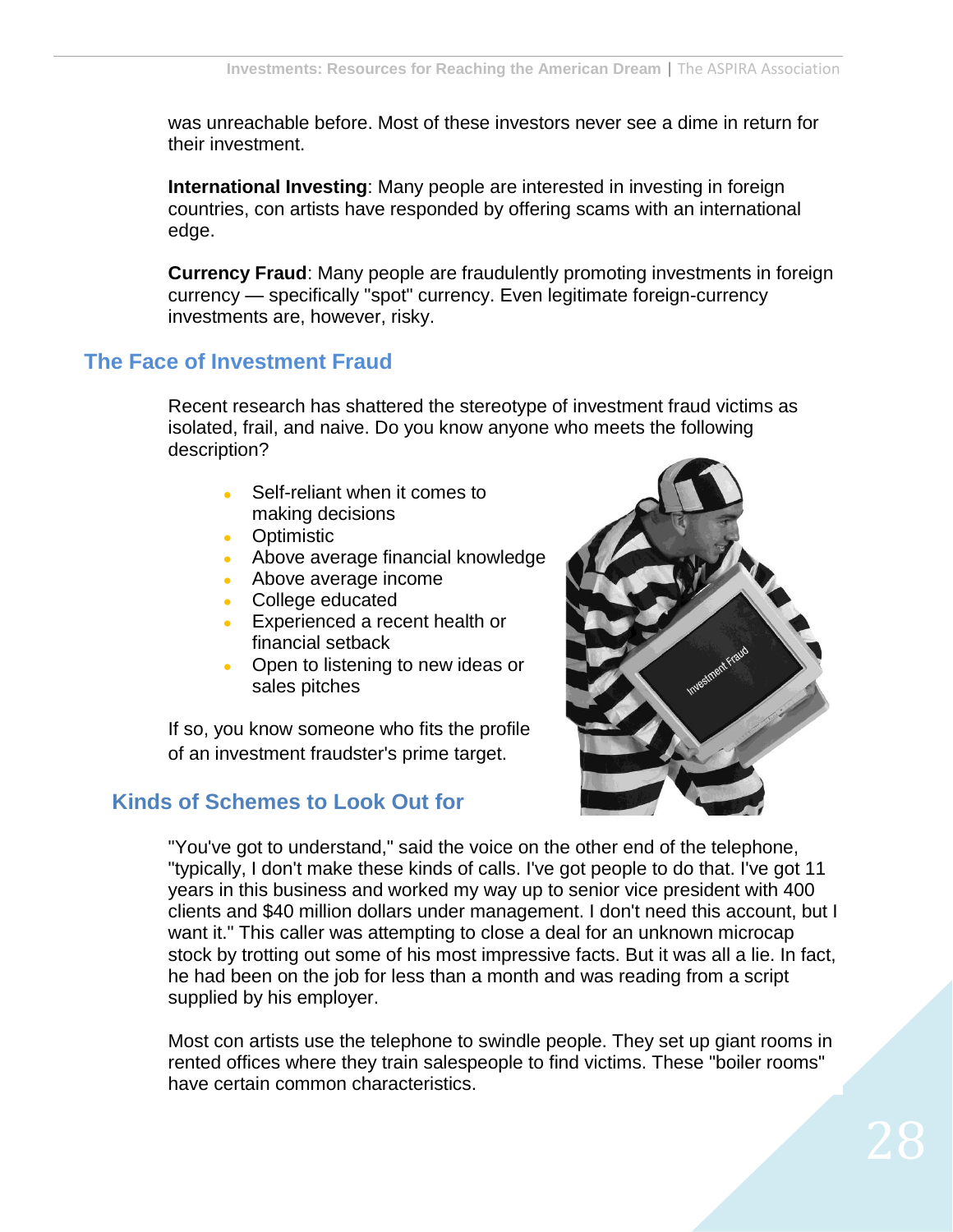was unreachable before. Most of these investors never see a dime in return for their investment.

**International Investing**: Many people are interested in investing in foreign countries, con artists have responded by offering scams with an international edge.

**Currency Fraud**: Many people are fraudulently promoting investments in foreign currency — specifically "spot" currency. Even legitimate foreign-currency investments are, however, risky.

## The Face of Investment Fraud

Recent research has shattered the stereotype of investment fraud victims as isolated, frail, and naive. Do you know anyone who meets the following description?

- Self-reliant when it comes to making decisions
- Optimistic
- Above average financial knowledge
- Above average income
- College educated
- Experienced a recent health or financial setback
- Open to listening to new ideas or sales pitches

If so, you know someone who fits the profile of an investment fraudster's prime target.

## Kinds of Schemes to Look Out for

"You've got to understand," said the voice on the other end of the telephone, "typically, I don't make these kinds of calls. I've got people to do that. I've got 11 years in this business and worked my way up to senior vice president with 400 clients and $40 million dollars under management. I don't need this account, but I want it." This caller was attempting to close a deal for an unknown microcap stock by trotting out some of his most impressive facts. But it was all a lie. In fact, he had been on the job for less than a month and was reading from a script supplied by his employer.

Most con artists use the telephone to swindle people. They set up giant rooms in rented offices where they train salespeople to find victims. These "boiler rooms" have certain common characteristics.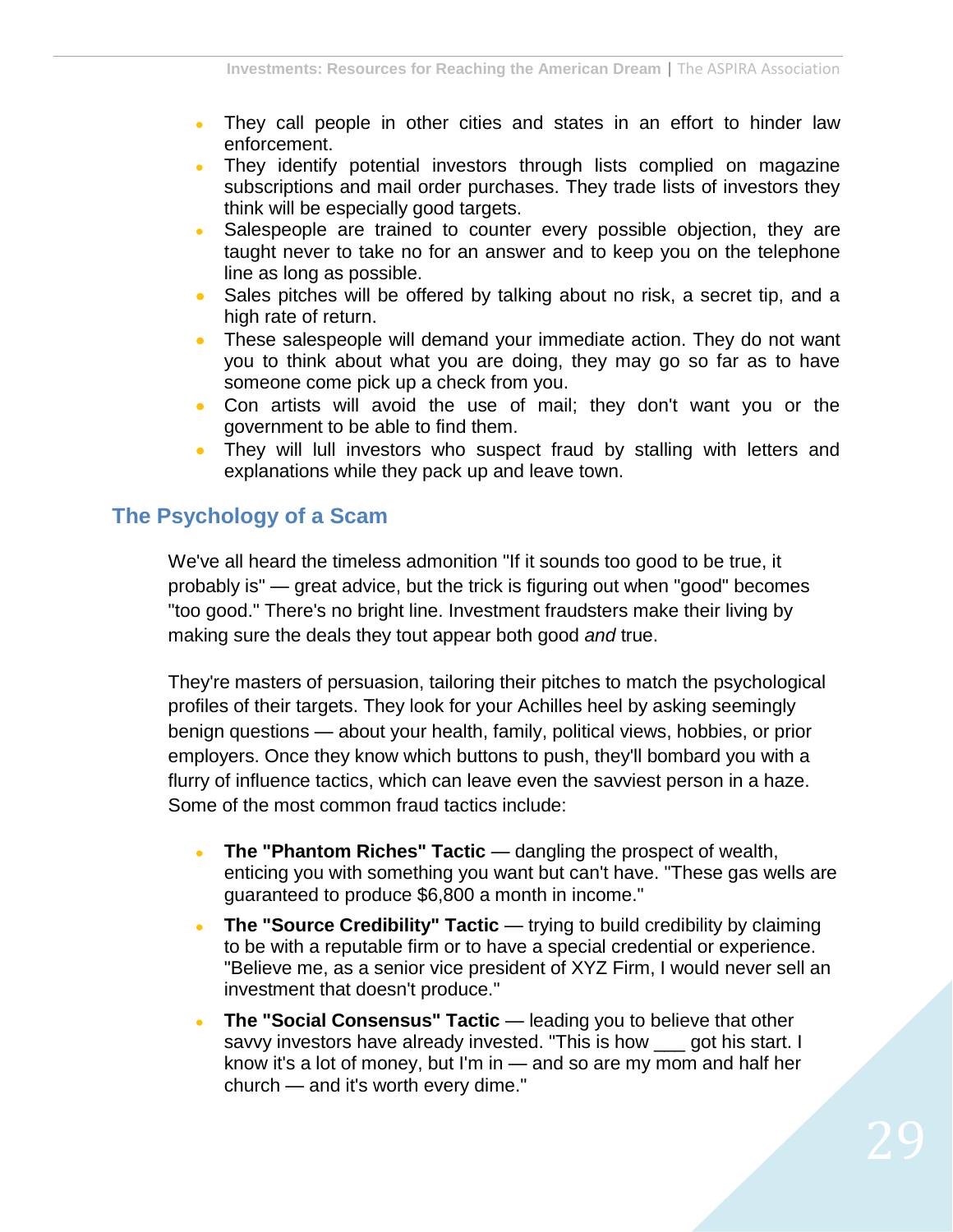- They call people in other cities and states in an effort to hinder law enforcement.
- They identify potential investors through lists complied on magazine subscriptions and mail order purchases. They trade lists of investors they think will be especially good targets.
- Salespeople are trained to counter every possible objection, they are taught never to take no for an answer and to keep you on the telephone line as long as possible.
- Sales pitches will be offered by talking about no risk, a secret tip, and a high rate of return.
- These salespeople will demand your immediate action. They do not want you to think about what you are doing, they may go so far as to have someone come pick up a check from you.
- Con artists will avoid the use of mail; they don't want you or the government to be able to find them.
- They will lull investors who suspect fraud by stalling with letters and explanations while they pack up and leave town.

## The Psychology of a Scam

We've all heard the timeless admonition "If it sounds too good to be true, it probably is" — great advice, but the trick is figuring out when "good" becomes "too good." There's no bright line. Investment fraudsters make their living by making sure the deals they tout appear both good *and* true.

They're masters of persuasion, tailoring their pitches to match the psychological profiles of their targets. They look for your Achilles heel by asking seemingly benign questions — about your health, family, political views, hobbies, or prior employers. Once they know which buttons to push, they'll bombard you with a flurry of influence tactics, which can leave even the savviest person in a haze. Some of the most common fraud tactics include:

- **The "Phantom Riches" Tactic** — dangling the prospect of wealth, enticing you with something you want but can't have. "These gas wells are guaranteed to produce $6,800 a month in income."
- **The "Source Credibility" Tactic** — trying to build credibility by claiming to be with a reputable firm or to have a special credential or experience. "Believe me, as a senior vice president of XYZ Firm, I would never sell an investment that doesn't produce."
- **The "Social Consensus" Tactic** — leading you to believe that other savvy investors have already invested. "This is how ___ got his start. I know it's a lot of money, but I'm in — and so are my mom and half her church — and it's worth every dime."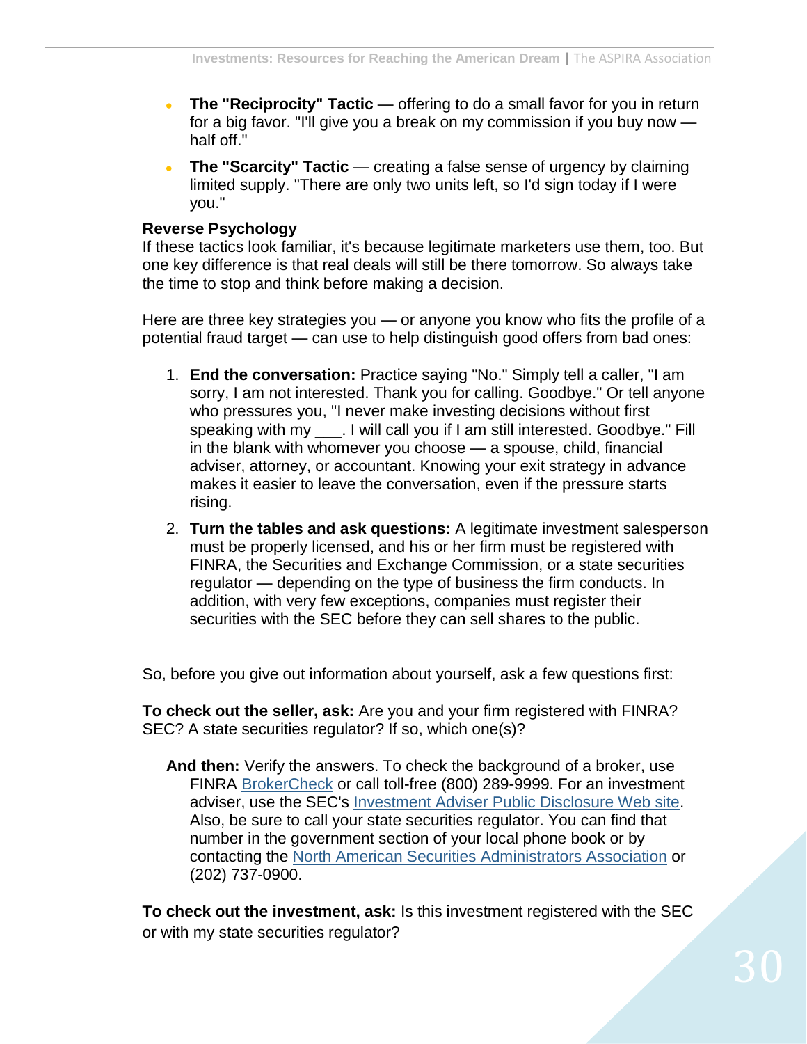- **The "Reciprocity" Tactic** — offering to do a small favor for you in return for a big favor. "I'll give you a break on my commission if you buy now — half off."
- **The "Scarcity" Tactic** — creating a false sense of urgency by claiming limited supply. "There are only two units left, so I'd sign today if I were you."

**Reverse Psychology**
If these tactics look familiar, it's because legitimate marketers use them, too. But one key difference is that real deals will still be there tomorrow. So always take the time to stop and think before making a decision.

Here are three key strategies you — or anyone you know who fits the profile of a potential fraud target — can use to help distinguish good offers from bad ones:

1. **End the conversation:** Practice saying "No." Simply tell a caller, "I am sorry, I am not interested. Thank you for calling. Goodbye." Or tell anyone who pressures you, "I never make investing decisions without first speaking with my ___. I will call you if I am still interested. Goodbye." Fill in the blank with whomever you choose — a spouse, child, financial adviser, attorney, or accountant. Knowing your exit strategy in advance makes it easier to leave the conversation, even if the pressure starts rising.
2. **Turn the tables and ask questions:** A legitimate investment salesperson must be properly licensed, and his or her firm must be registered with FINRA, the Securities and Exchange Commission, or a state securities regulator — depending on the type of business the firm conducts. In addition, with very few exceptions, companies must register their securities with the SEC before they can sell shares to the public.

So, before you give out information about yourself, ask a few questions first:

**To check out the seller, ask:** Are you and your firm registered with FINRA? SEC? A state securities regulator? If so, which one(s)?

**And then:** Verify the answers. To check the background of a broker, use FINRA BrokerCheck or call toll-free (800) 289-9999. For an investment adviser, use the SEC's Investment Adviser Public Disclosure Web site. Also, be sure to call your state securities regulator. You can find that number in the government section of your local phone book or by contacting the North American Securities Administrators Association or (202) 737-0900.

**To check out the investment, ask:** Is this investment registered with the SEC or with my state securities regulator?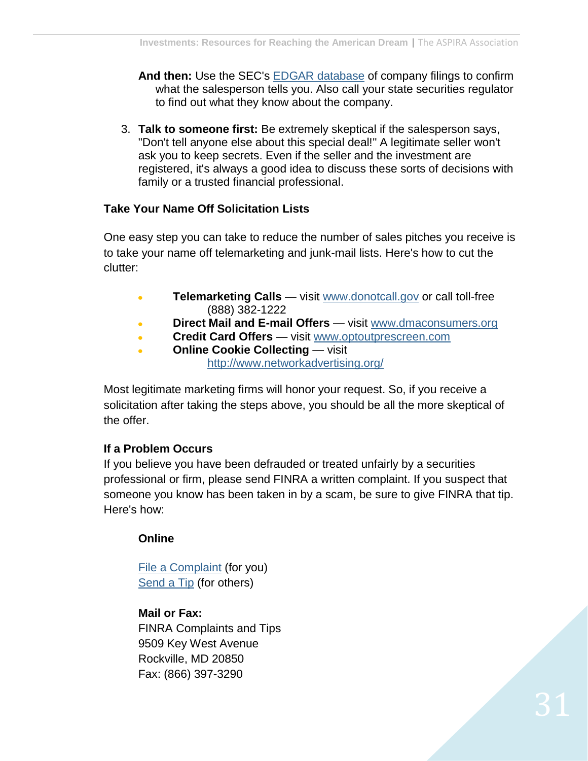**And then:** Use the SEC's EDGAR database of company filings to confirm what the salesperson tells you. Also call your state securities regulator to find out what they know about the company.

3. **Talk to someone first:** Be extremely skeptical if the salesperson says, "Don't tell anyone else about this special deal!" A legitimate seller won't ask you to keep secrets. Even if the seller and the investment are registered, it's always a good idea to discuss these sorts of decisions with family or a trusted financial professional.

### Take Your Name Off Solicitation Lists

One easy step you can take to reduce the number of sales pitches you receive is to take your name off telemarketing and junk-mail lists. Here's how to cut the clutter:

- **Telemarketing Calls** — visit www.donotcall.gov or call toll-free (888) 382-1222
- **Direct Mail and E-mail Offers** — visit www.dmaconsumers.org
- **Credit Card Offers** — visit www.optoutprescreen.com
- **Online Cookie Collecting** — visit http://www.networkadvertising.org/

Most legitimate marketing firms will honor your request. So, if you receive a solicitation after taking the steps above, you should be all the more skeptical of the offer.

### If a Problem Occurs

If you believe you have been defrauded or treated unfairly by a securities professional or firm, please send FINRA a written complaint. If you suspect that someone you know has been taken in by a scam, be sure to give FINRA that tip. Here's how:

**Online**

File a Complaint (for you)
Send a Tip (for others)

**Mail or Fax:**
FINRA Complaints and Tips
9509 Key West Avenue
Rockville, MD 20850
Fax: (866) 397-3290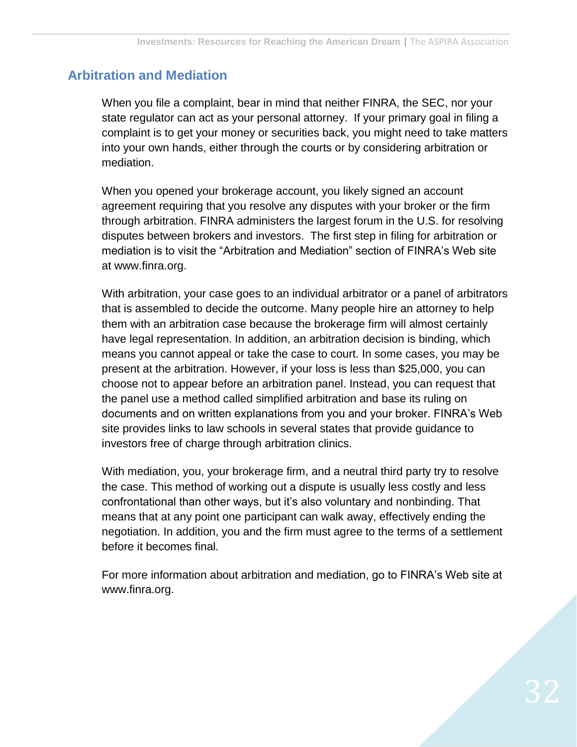## Arbitration and Mediation

When you file a complaint, bear in mind that neither FINRA, the SEC, nor your state regulator can act as your personal attorney. If your primary goal in filing a complaint is to get your money or securities back, you might need to take matters into your own hands, either through the courts or by considering arbitration or mediation.

When you opened your brokerage account, you likely signed an account agreement requiring that you resolve any disputes with your broker or the firm through arbitration. FINRA administers the largest forum in the U.S. for resolving disputes between brokers and investors. The first step in filing for arbitration or mediation is to visit the "Arbitration and Mediation" section of FINRA's Web site at www.finra.org.

With arbitration, your case goes to an individual arbitrator or a panel of arbitrators that is assembled to decide the outcome. Many people hire an attorney to help them with an arbitration case because the brokerage firm will almost certainly have legal representation. In addition, an arbitration decision is binding, which means you cannot appeal or take the case to court. In some cases, you may be present at the arbitration. However, if your loss is less than $25,000, you can choose not to appear before an arbitration panel. Instead, you can request that the panel use a method called simplified arbitration and base its ruling on documents and on written explanations from you and your broker. FINRA's Web site provides links to law schools in several states that provide guidance to investors free of charge through arbitration clinics.

With mediation, you, your brokerage firm, and a neutral third party try to resolve the case. This method of working out a dispute is usually less costly and less confrontational than other ways, but it's also voluntary and nonbinding. That means that at any point one participant can walk away, effectively ending the negotiation. In addition, you and the firm must agree to the terms of a settlement before it becomes final.

For more information about arbitration and mediation, go to FINRA's Web site at www.finra.org.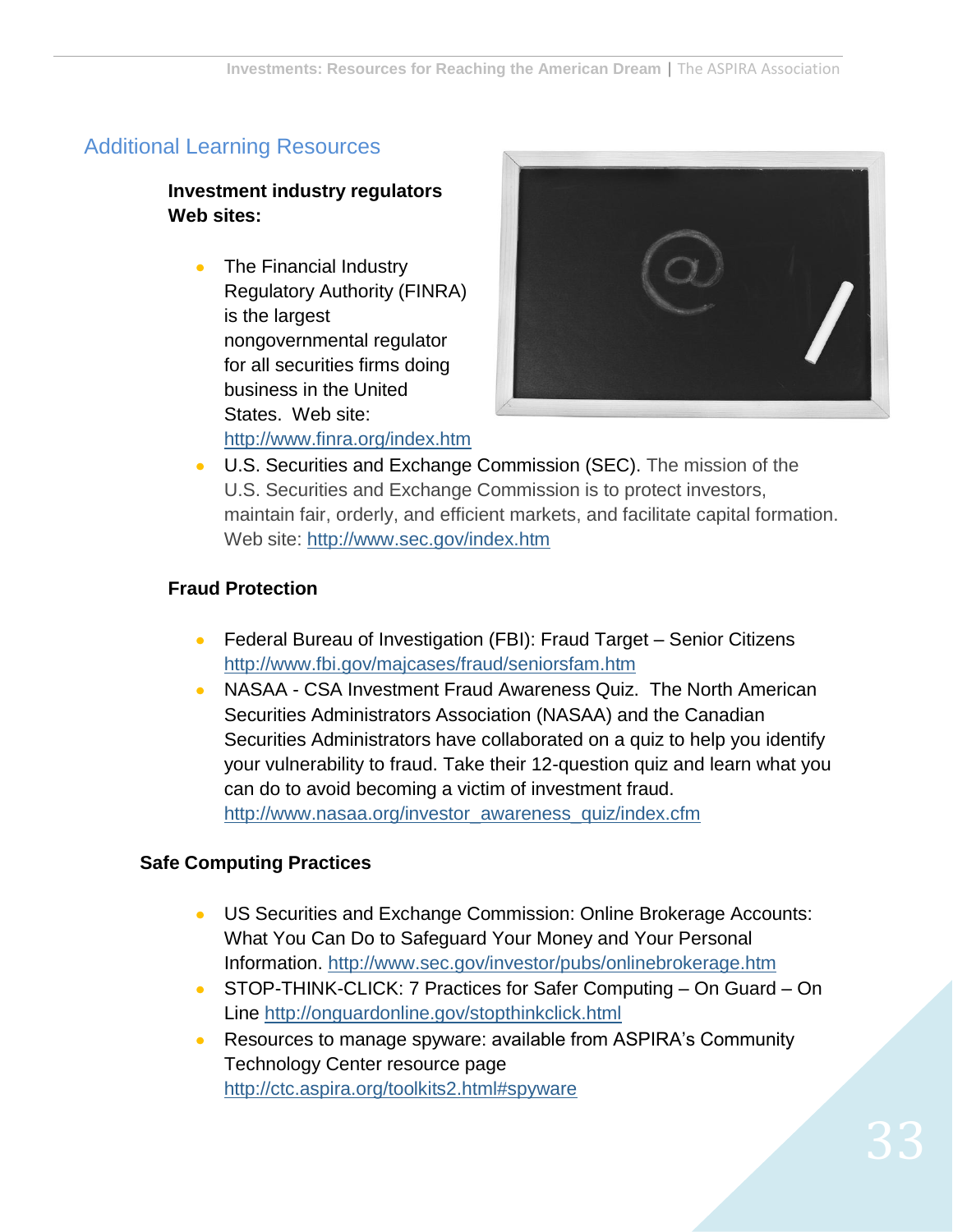## Additional Learning Resources

**Investment industry regulators Web sites:**

- The Financial Industry Regulatory Authority (FINRA) is the largest nongovernmental regulator for all securities firms doing business in the United States. Web site: http://www.finra.org/index.htm
- U.S. Securities and Exchange Commission (SEC). The mission of the U.S. Securities and Exchange Commission is to protect investors, maintain fair, orderly, and efficient markets, and facilitate capital formation. Web site: http://www.sec.gov/index.htm

**Fraud Protection**

- Federal Bureau of Investigation (FBI): Fraud Target – Senior Citizens http://www.fbi.gov/majcases/fraud/seniorsfam.htm
- NASAA - CSA Investment Fraud Awareness Quiz. The North American Securities Administrators Association (NASAA) and the Canadian Securities Administrators have collaborated on a quiz to help you identify your vulnerability to fraud. Take their 12-question quiz and learn what you can do to avoid becoming a victim of investment fraud. http://www.nasaa.org/investor_awareness_quiz/index.cfm

**Safe Computing Practices**

- US Securities and Exchange Commission: Online Brokerage Accounts: What You Can Do to Safeguard Your Money and Your Personal Information. http://www.sec.gov/investor/pubs/onlinebrokerage.htm
- STOP-THINK-CLICK: 7 Practices for Safer Computing – On Guard – On Line http://onguardonline.gov/stopthinkclick.html
- Resources to manage spyware: available from ASPIRA's Community Technology Center resource page http://ctc.aspira.org/toolkits2.html#spyware